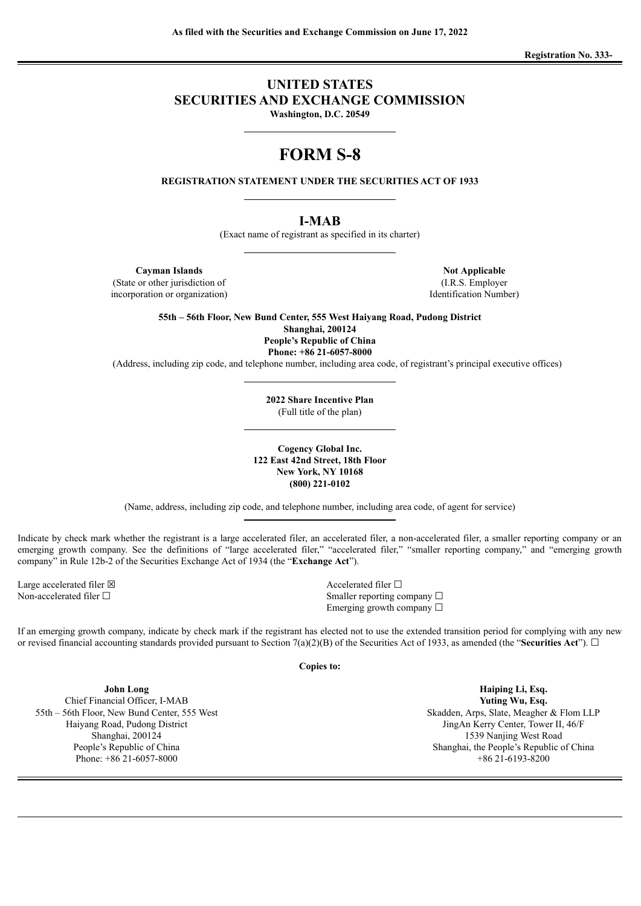**As filed with the Securities and Exchange Commission on June 17, 2022**

**Registration No. 333-**

# UNITED STATES
# SECURITIES AND EXCHANGE COMMISSION

**Washington, D.C. 20549**

# FORM S-8

**REGISTRATION STATEMENT UNDER THE SECURITIES ACT OF 1933**

## I-MAB

(Exact name of registrant as specified in its charter)

| **Cayman Islands** | **Not Applicable** |
|---|---|
| (State or other jurisdiction of incorporation or organization) | (I.R.S. Employer Identification Number) |

**55th – 56th Floor, New Bund Center, 555 West Haiyang Road, Pudong District**
**Shanghai, 200124**
**People's Republic of China**
**Phone: +86 21-6057-8000**

(Address, including zip code, and telephone number, including area code, of registrant's principal executive offices)

**2022 Share Incentive Plan**
(Full title of the plan)

**Cogency Global Inc.**
**122 East 42nd Street, 18th Floor**
**New York, NY 10168**
**(800) 221-0102**

(Name, address, including zip code, and telephone number, including area code, of agent for service)

Indicate by check mark whether the registrant is a large accelerated filer, an accelerated filer, a non-accelerated filer, a smaller reporting company or an emerging growth company. See the definitions of "large accelerated filer," "accelerated filer," "smaller reporting company," and "emerging growth company" in Rule 12b-2 of the Securities Exchange Act of 1934 (the "**Exchange Act**").

| | |
|---|---|
| Large accelerated filer ☒ | Accelerated filer ☐ |
| Non-accelerated filer ☐ | Smaller reporting company ☐ |
| | Emerging growth company ☐ |

If an emerging growth company, indicate by check mark if the registrant has elected not to use the extended transition period for complying with any new or revised financial accounting standards provided pursuant to Section 7(a)(2)(B) of the Securities Act of 1933, as amended (the "**Securities Act**"). ☐

**Copies to:**

| | |
|---|---|
| **John Long** | **Haiping Li, Esq.** |
| Chief Financial Officer, I-MAB | **Yuting Wu, Esq.** |
| 55th – 56th Floor, New Bund Center, 555 West | Skadden, Arps, Slate, Meagher & Flom LLP |
| Haiyang Road, Pudong District | JingAn Kerry Center, Tower II, 46/F |
| Shanghai, 200124 | 1539 Nanjing West Road |
| People's Republic of China | Shanghai, the People's Republic of China |
| Phone: +86 21-6057-8000 | +86 21-6193-8200 |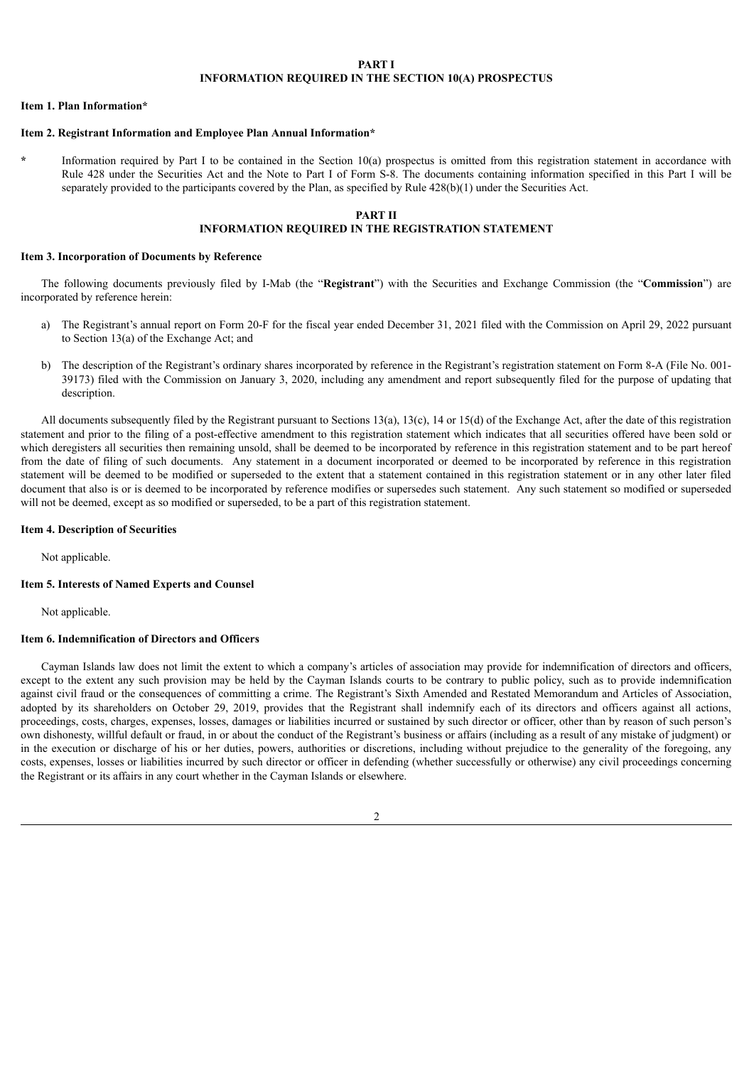# PART I

# INFORMATION REQUIRED IN THE SECTION 10(A) PROSPECTUS

### Item 1. Plan Information*

### Item 2. Registrant Information and Employee Plan Annual Information*

\* Information required by Part I to be contained in the Section 10(a) prospectus is omitted from this registration statement in accordance with Rule 428 under the Securities Act and the Note to Part I of Form S-8. The documents containing information specified in this Part I will be separately provided to the participants covered by the Plan, as specified by Rule 428(b)(1) under the Securities Act.

# PART II

# INFORMATION REQUIRED IN THE REGISTRATION STATEMENT

### Item 3. Incorporation of Documents by Reference

The following documents previously filed by I-Mab (the "**Registrant**") with the Securities and Exchange Commission (the "**Commission**") are incorporated by reference herein:

a) The Registrant's annual report on Form 20-F for the fiscal year ended December 31, 2021 filed with the Commission on April 29, 2022 pursuant to Section 13(a) of the Exchange Act; and

b) The description of the Registrant's ordinary shares incorporated by reference in the Registrant's registration statement on Form 8-A (File No. 001-39173) filed with the Commission on January 3, 2020, including any amendment and report subsequently filed for the purpose of updating that description.

All documents subsequently filed by the Registrant pursuant to Sections 13(a), 13(c), 14 or 15(d) of the Exchange Act, after the date of this registration statement and prior to the filing of a post-effective amendment to this registration statement which indicates that all securities offered have been sold or which deregisters all securities then remaining unsold, shall be deemed to be incorporated by reference in this registration statement and to be part hereof from the date of filing of such documents. Any statement in a document incorporated or deemed to be incorporated by reference in this registration statement will be deemed to be modified or superseded to the extent that a statement contained in this registration statement or in any other later filed document that also is or is deemed to be incorporated by reference modifies or supersedes such statement. Any such statement so modified or superseded will not be deemed, except as so modified or superseded, to be a part of this registration statement.

### Item 4. Description of Securities

Not applicable.

### Item 5. Interests of Named Experts and Counsel

Not applicable.

### Item 6. Indemnification of Directors and Officers

Cayman Islands law does not limit the extent to which a company's articles of association may provide for indemnification of directors and officers, except to the extent any such provision may be held by the Cayman Islands courts to be contrary to public policy, such as to provide indemnification against civil fraud or the consequences of committing a crime. The Registrant's Sixth Amended and Restated Memorandum and Articles of Association, adopted by its shareholders on October 29, 2019, provides that the Registrant shall indemnify each of its directors and officers against all actions, proceedings, costs, charges, expenses, losses, damages or liabilities incurred or sustained by such director or officer, other than by reason of such person's own dishonesty, willful default or fraud, in or about the conduct of the Registrant's business or affairs (including as a result of any mistake of judgment) or in the execution or discharge of his or her duties, powers, authorities or discretions, including without prejudice to the generality of the foregoing, any costs, expenses, losses or liabilities incurred by such director or officer in defending (whether successfully or otherwise) any civil proceedings concerning the Registrant or its affairs in any court whether in the Cayman Islands or elsewhere.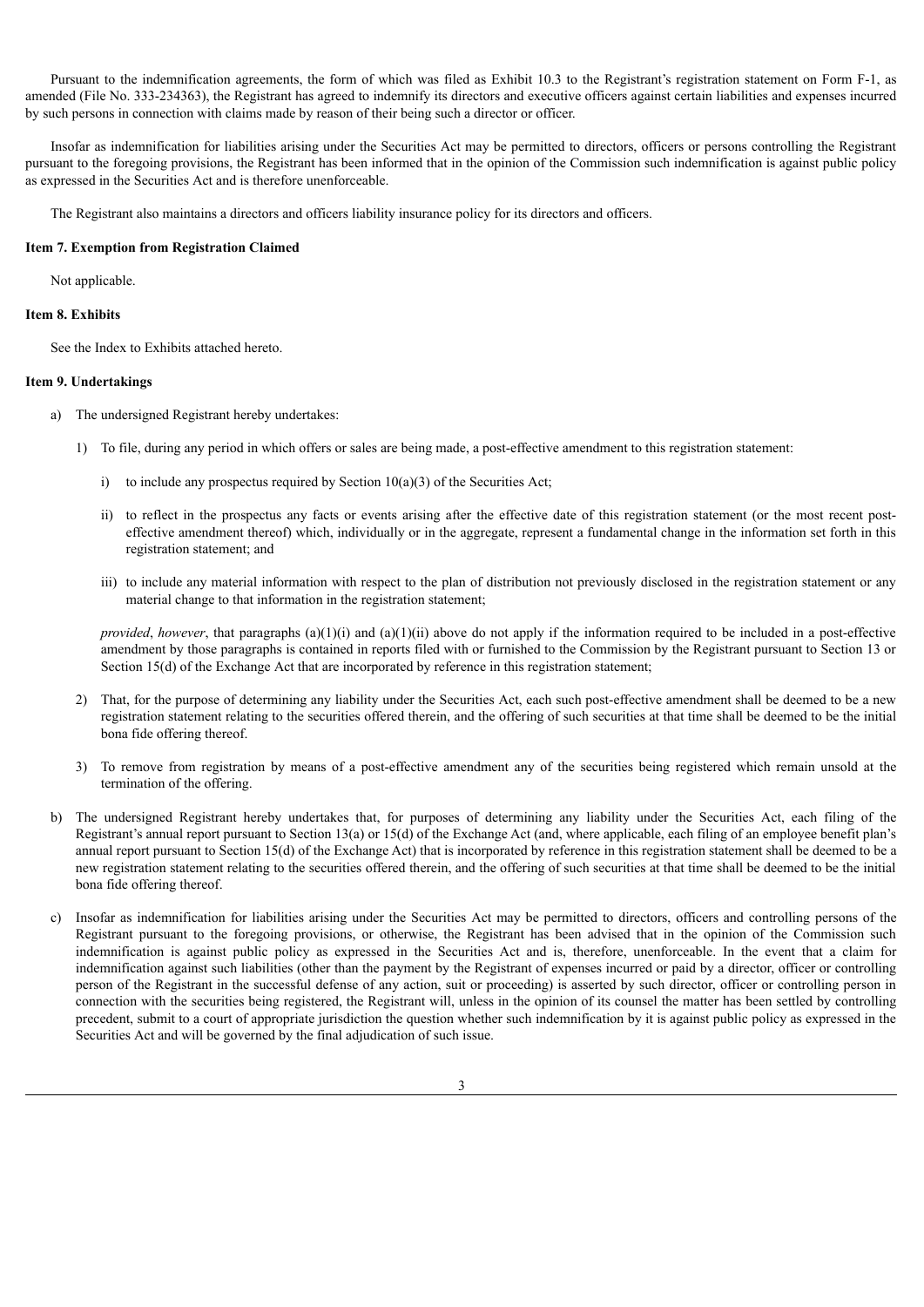Pursuant to the indemnification agreements, the form of which was filed as Exhibit 10.3 to the Registrant's registration statement on Form F-1, as amended (File No. 333-234363), the Registrant has agreed to indemnify its directors and executive officers against certain liabilities and expenses incurred by such persons in connection with claims made by reason of their being such a director or officer.

Insofar as indemnification for liabilities arising under the Securities Act may be permitted to directors, officers or persons controlling the Registrant pursuant to the foregoing provisions, the Registrant has been informed that in the opinion of the Commission such indemnification is against public policy as expressed in the Securities Act and is therefore unenforceable.

The Registrant also maintains a directors and officers liability insurance policy for its directors and officers.

**Item 7. Exemption from Registration Claimed**

Not applicable.

**Item 8. Exhibits**

See the Index to Exhibits attached hereto.

**Item 9. Undertakings**

a) The undersigned Registrant hereby undertakes:

1) To file, during any period in which offers or sales are being made, a post-effective amendment to this registration statement:

i) to include any prospectus required by Section 10(a)(3) of the Securities Act;

ii) to reflect in the prospectus any facts or events arising after the effective date of this registration statement (or the most recent post-effective amendment thereof) which, individually or in the aggregate, represent a fundamental change in the information set forth in this registration statement; and

iii) to include any material information with respect to the plan of distribution not previously disclosed in the registration statement or any material change to that information in the registration statement;

*provided*, *however*, that paragraphs (a)(1)(i) and (a)(1)(ii) above do not apply if the information required to be included in a post-effective amendment by those paragraphs is contained in reports filed with or furnished to the Commission by the Registrant pursuant to Section 13 or Section 15(d) of the Exchange Act that are incorporated by reference in this registration statement;

2) That, for the purpose of determining any liability under the Securities Act, each such post-effective amendment shall be deemed to be a new registration statement relating to the securities offered therein, and the offering of such securities at that time shall be deemed to be the initial bona fide offering thereof.

3) To remove from registration by means of a post-effective amendment any of the securities being registered which remain unsold at the termination of the offering.

b) The undersigned Registrant hereby undertakes that, for purposes of determining any liability under the Securities Act, each filing of the Registrant's annual report pursuant to Section 13(a) or 15(d) of the Exchange Act (and, where applicable, each filing of an employee benefit plan's annual report pursuant to Section 15(d) of the Exchange Act) that is incorporated by reference in this registration statement shall be deemed to be a new registration statement relating to the securities offered therein, and the offering of such securities at that time shall be deemed to be the initial bona fide offering thereof.

c) Insofar as indemnification for liabilities arising under the Securities Act may be permitted to directors, officers and controlling persons of the Registrant pursuant to the foregoing provisions, or otherwise, the Registrant has been advised that in the opinion of the Commission such indemnification is against public policy as expressed in the Securities Act and is, therefore, unenforceable. In the event that a claim for indemnification against such liabilities (other than the payment by the Registrant of expenses incurred or paid by a director, officer or controlling person of the Registrant in the successful defense of any action, suit or proceeding) is asserted by such director, officer or controlling person in connection with the securities being registered, the Registrant will, unless in the opinion of its counsel the matter has been settled by controlling precedent, submit to a court of appropriate jurisdiction the question whether such indemnification by it is against public policy as expressed in the Securities Act and will be governed by the final adjudication of such issue.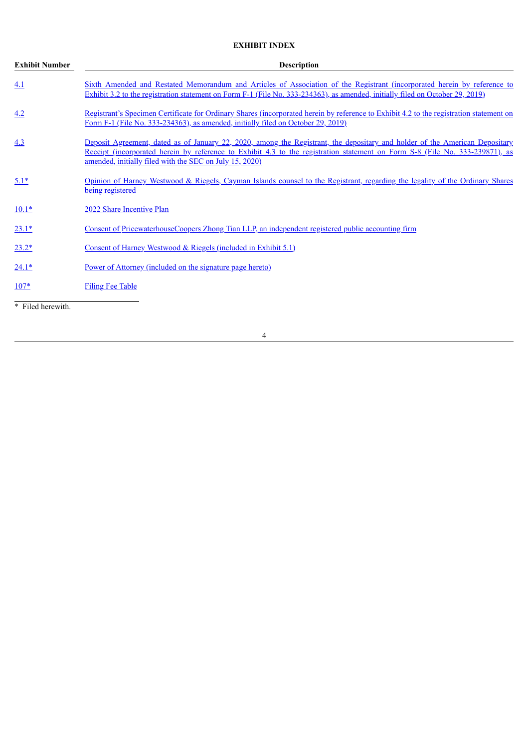## EXHIBIT INDEX

| Exhibit Number | Description |
| --- | --- |
| 4.1 | Sixth Amended and Restated Memorandum and Articles of Association of the Registrant (incorporated herein by reference to Exhibit 3.2 to the registration statement on Form F-1 (File No. 333-234363), as amended, initially filed on October 29, 2019) |
| 4.2 | Registrant's Specimen Certificate for Ordinary Shares (incorporated herein by reference to Exhibit 4.2 to the registration statement on Form F-1 (File No. 333-234363), as amended, initially filed on October 29, 2019) |
| 4.3 | Deposit Agreement, dated as of January 22, 2020, among the Registrant, the depositary and holder of the American Depositary Receipt (incorporated herein by reference to Exhibit 4.3 to the registration statement on Form S-8 (File No. 333-239871), as amended, initially filed with the SEC on July 15, 2020) |
| 5.1* | Opinion of Harney Westwood & Riegels, Cayman Islands counsel to the Registrant, regarding the legality of the Ordinary Shares being registered |
| 10.1* | 2022 Share Incentive Plan |
| 23.1* | Consent of PricewaterhouseCoopers Zhong Tian LLP, an independent registered public accounting firm |
| 23.2* | Consent of Harney Westwood & Riegels (included in Exhibit 5.1) |
| 24.1* | Power of Attorney (included on the signature page hereto) |
| 107* | Filing Fee Table |

\* Filed herewith.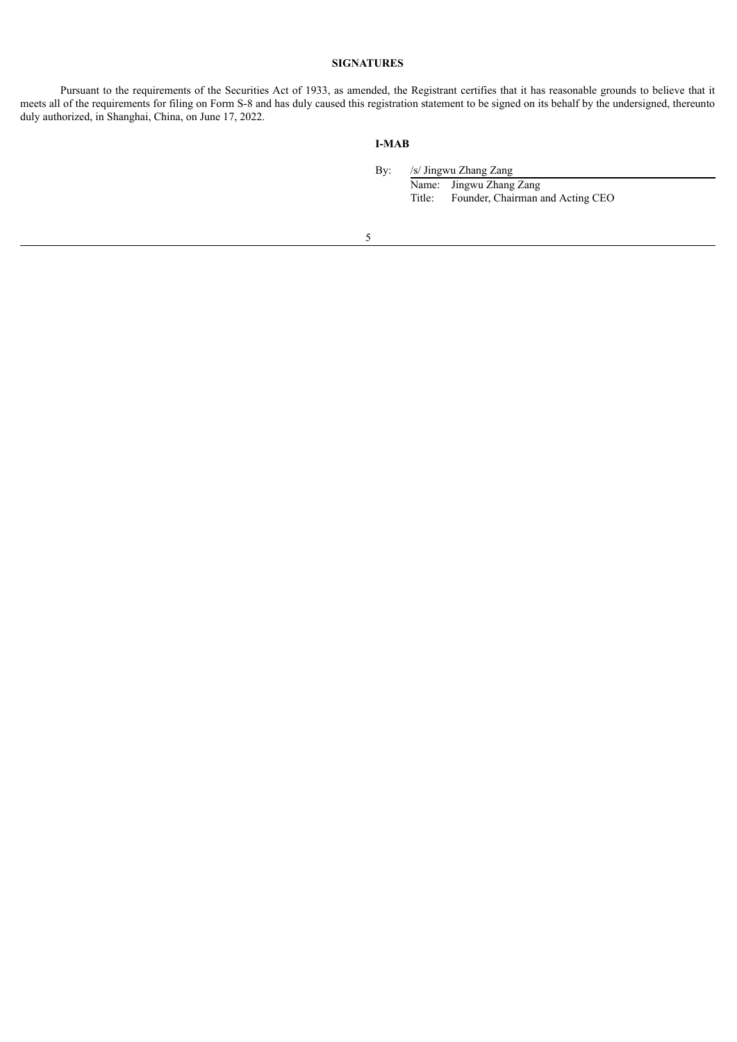## SIGNATURES

Pursuant to the requirements of the Securities Act of 1933, as amended, the Registrant certifies that it has reasonable grounds to believe that it meets all of the requirements for filing on Form S-8 and has duly caused this registration statement to be signed on its behalf by the undersigned, thereunto duly authorized, in Shanghai, China, on June 17, 2022.

**I-MAB**

By: /s/ Jingwu Zhang Zang

Name: Jingwu Zhang Zang

Title: Founder, Chairman and Acting CEO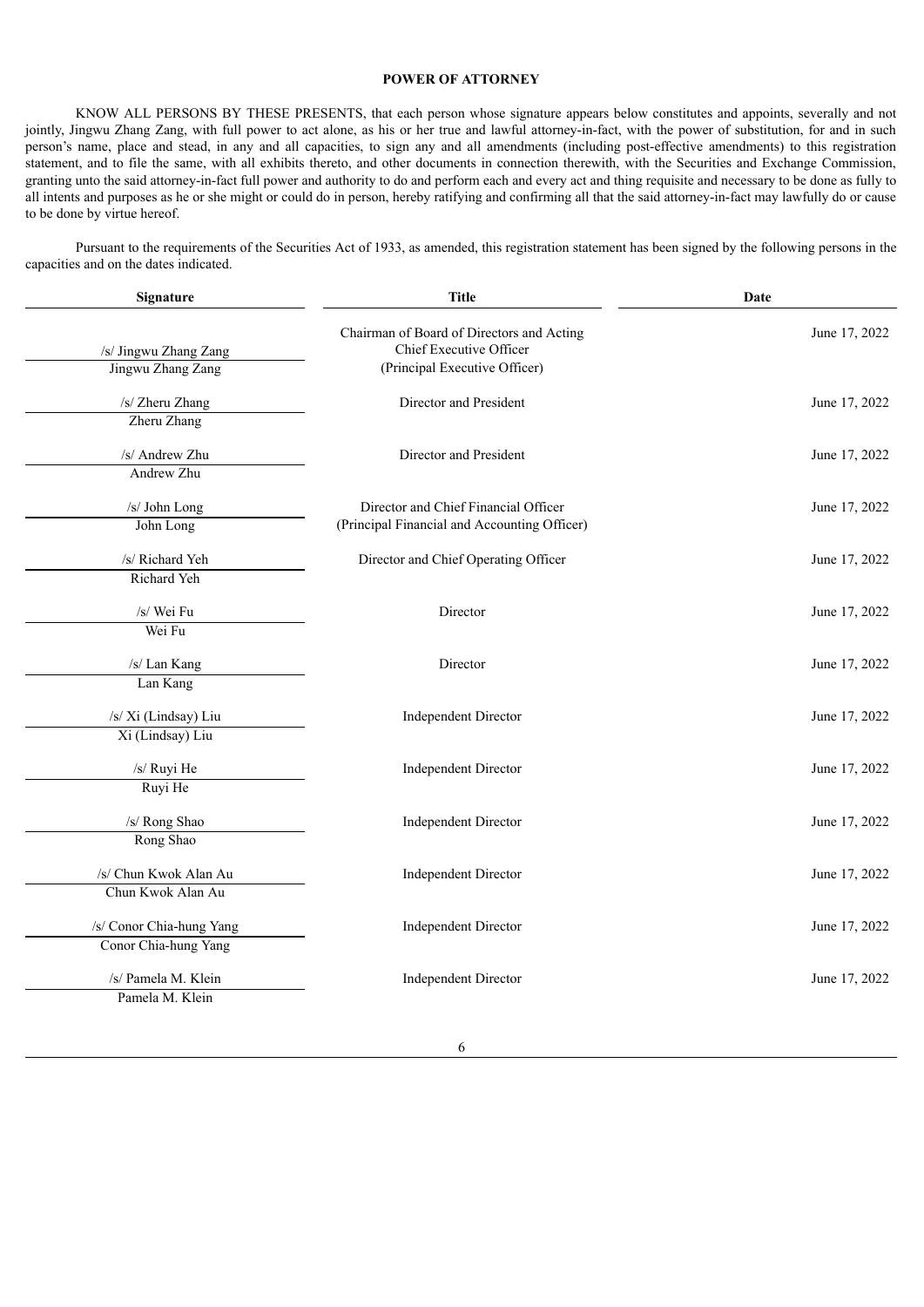**POWER OF ATTORNEY**

KNOW ALL PERSONS BY THESE PRESENTS, that each person whose signature appears below constitutes and appoints, severally and not jointly, Jingwu Zhang Zang, with full power to act alone, as his or her true and lawful attorney-in-fact, with the power of substitution, for and in such person's name, place and stead, in any and all capacities, to sign any and all amendments (including post-effective amendments) to this registration statement, and to file the same, with all exhibits thereto, and other documents in connection therewith, with the Securities and Exchange Commission, granting unto the said attorney-in-fact full power and authority to do and perform each and every act and thing requisite and necessary to be done as fully to all intents and purposes as he or she might or could do in person, hereby ratifying and confirming all that the said attorney-in-fact may lawfully do or cause to be done by virtue hereof.

Pursuant to the requirements of the Securities Act of 1933, as amended, this registration statement has been signed by the following persons in the capacities and on the dates indicated.

| Signature | Title | Date |
|---|---|---|
| /s/ Jingwu Zhang Zang<br>Jingwu Zhang Zang | Chairman of Board of Directors and Acting Chief Executive Officer<br>(Principal Executive Officer) | June 17, 2022 |
| /s/ Zheru Zhang<br>Zheru Zhang | Director and President | June 17, 2022 |
| /s/ Andrew Zhu<br>Andrew Zhu | Director and President | June 17, 2022 |
| /s/ John Long<br>John Long | Director and Chief Financial Officer<br>(Principal Financial and Accounting Officer) | June 17, 2022 |
| /s/ Richard Yeh<br>Richard Yeh | Director and Chief Operating Officer | June 17, 2022 |
| /s/ Wei Fu<br>Wei Fu | Director | June 17, 2022 |
| /s/ Lan Kang<br>Lan Kang | Director | June 17, 2022 |
| /s/ Xi (Lindsay) Liu<br>Xi (Lindsay) Liu | Independent Director | June 17, 2022 |
| /s/ Ruyi He<br>Ruyi He | Independent Director | June 17, 2022 |
| /s/ Rong Shao<br>Rong Shao | Independent Director | June 17, 2022 |
| /s/ Chun Kwok Alan Au<br>Chun Kwok Alan Au | Independent Director | June 17, 2022 |
| /s/ Conor Chia-hung Yang<br>Conor Chia-hung Yang | Independent Director | June 17, 2022 |
| /s/ Pamela M. Klein<br>Pamela M. Klein | Independent Director | June 17, 2022 |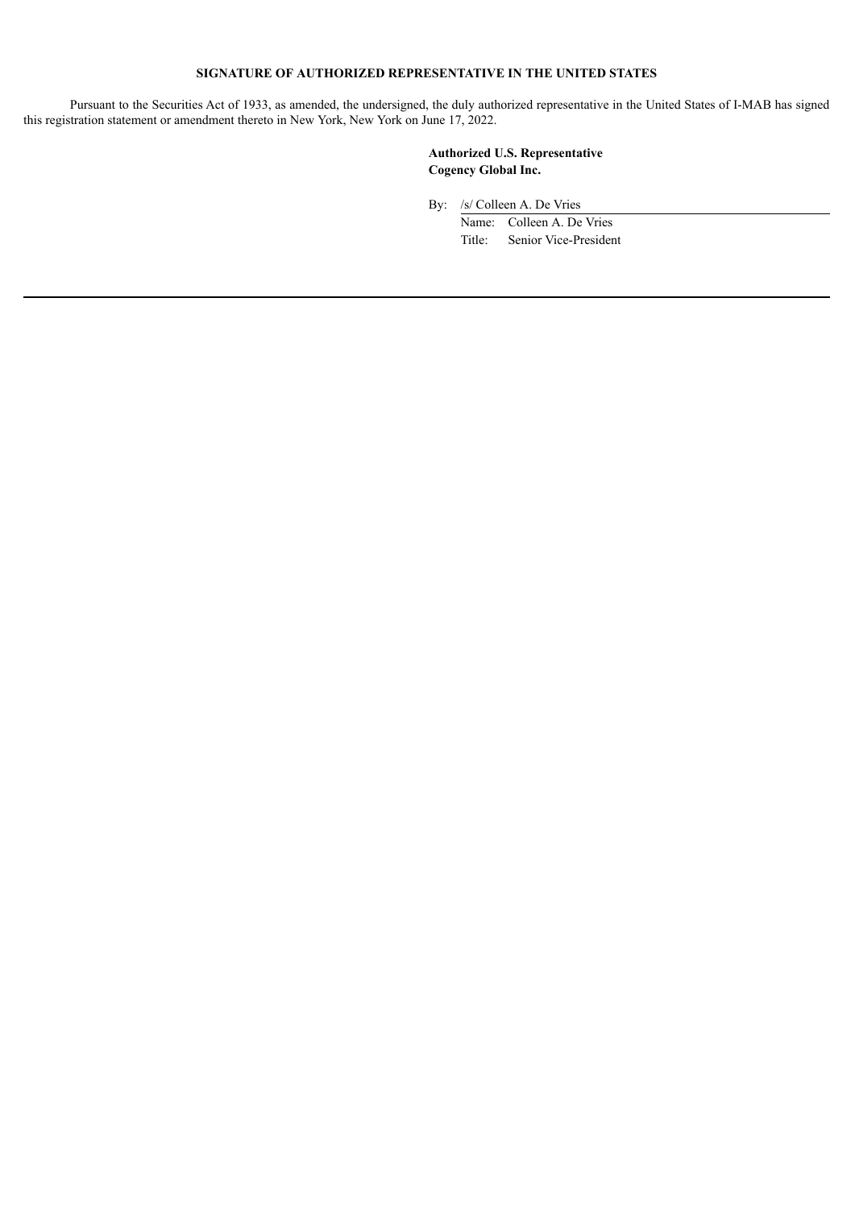## SIGNATURE OF AUTHORIZED REPRESENTATIVE IN THE UNITED STATES

Pursuant to the Securities Act of 1933, as amended, the undersigned, the duly authorized representative in the United States of I-MAB has signed this registration statement or amendment thereto in New York, New York on June 17, 2022.

**Authorized U.S. Representative**
**Cogency Global Inc.**

By: /s/ Colleen A. De Vries

Name: Colleen A. De Vries

Title: Senior Vice-President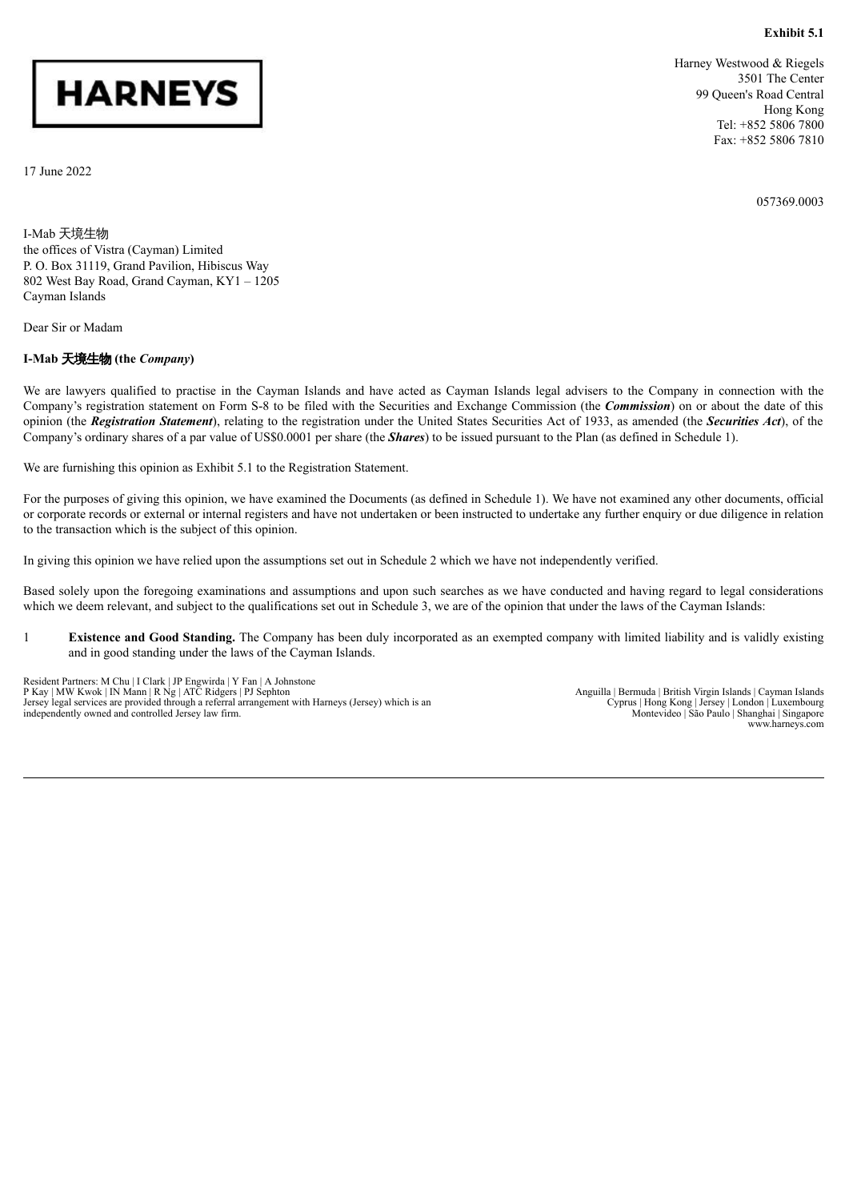**Exhibit 5.1**

HARNEYS

Harney Westwood & Riegels
3501 The Center
99 Queen's Road Central
Hong Kong
Tel: +852 5806 7800
Fax: +852 5806 7810

17 June 2022

057369.0003

I-Mab 天境生物
the offices of Vistra (Cayman) Limited
P. O. Box 31119, Grand Pavilion, Hibiscus Way
802 West Bay Road, Grand Cayman, KY1 – 1205
Cayman Islands

Dear Sir or Madam

**I-Mab 天境生物 (the *Company*)**

We are lawyers qualified to practise in the Cayman Islands and have acted as Cayman Islands legal advisers to the Company in connection with the Company's registration statement on Form S-8 to be filed with the Securities and Exchange Commission (the ***Commission***) on or about the date of this opinion (the ***Registration Statement***), relating to the registration under the United States Securities Act of 1933, as amended (the ***Securities Act***), of the Company's ordinary shares of a par value of US$0.0001 per share (the ***Shares***) to be issued pursuant to the Plan (as defined in Schedule 1).

We are furnishing this opinion as Exhibit 5.1 to the Registration Statement.

For the purposes of giving this opinion, we have examined the Documents (as defined in Schedule 1). We have not examined any other documents, official or corporate records or external or internal registers and have not undertaken or been instructed to undertake any further enquiry or due diligence in relation to the transaction which is the subject of this opinion.

In giving this opinion we have relied upon the assumptions set out in Schedule 2 which we have not independently verified.

Based solely upon the foregoing examinations and assumptions and upon such searches as we have conducted and having regard to legal considerations which we deem relevant, and subject to the qualifications set out in Schedule 3, we are of the opinion that under the laws of the Cayman Islands:

1 **Existence and Good Standing.** The Company has been duly incorporated as an exempted company with limited liability and is validly existing and in good standing under the laws of the Cayman Islands.

Resident Partners: M Chu | I Clark | JP Engwirda | Y Fan | A Johnstone
P Kay | MW Kwok | IN Mann | R Ng | ATC Ridgers | PJ Sephton
Jersey legal services are provided through a referral arrangement with Harneys (Jersey) which is an independently owned and controlled Jersey law firm.

Anguilla | Bermuda | British Virgin Islands | Cayman Islands
Cyprus | Hong Kong | Jersey | London | Luxembourg
Montevideo | São Paulo | Shanghai | Singapore
www.harneys.com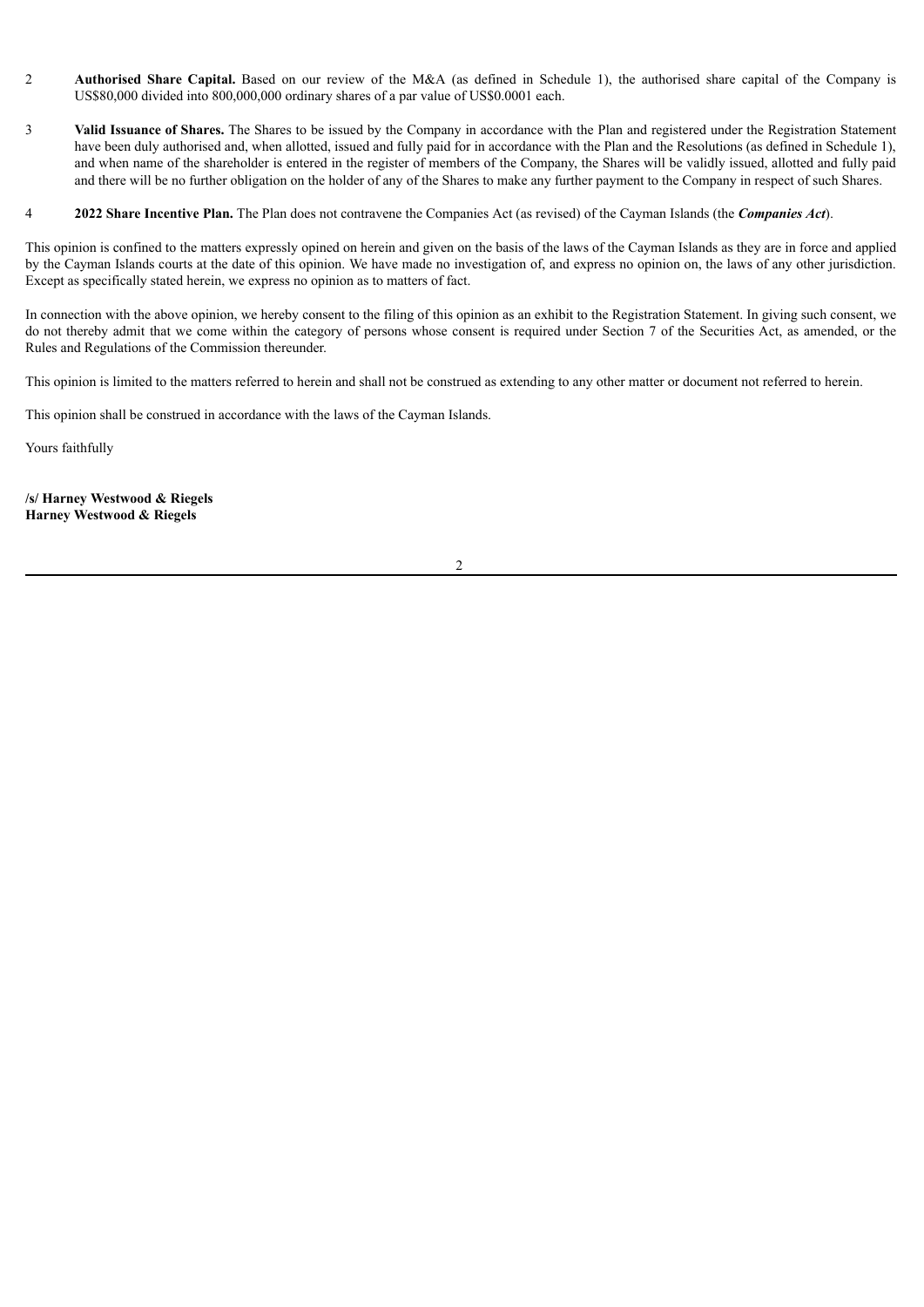2 **Authorised Share Capital.** Based on our review of the M&A (as defined in Schedule 1), the authorised share capital of the Company is US$80,000 divided into 800,000,000 ordinary shares of a par value of US$0.0001 each.

3 **Valid Issuance of Shares.** The Shares to be issued by the Company in accordance with the Plan and registered under the Registration Statement have been duly authorised and, when allotted, issued and fully paid for in accordance with the Plan and the Resolutions (as defined in Schedule 1), and when name of the shareholder is entered in the register of members of the Company, the Shares will be validly issued, allotted and fully paid and there will be no further obligation on the holder of any of the Shares to make any further payment to the Company in respect of such Shares.

4 **2022 Share Incentive Plan.** The Plan does not contravene the Companies Act (as revised) of the Cayman Islands (the ***Companies Act***).

This opinion is confined to the matters expressly opined on herein and given on the basis of the laws of the Cayman Islands as they are in force and applied by the Cayman Islands courts at the date of this opinion. We have made no investigation of, and express no opinion on, the laws of any other jurisdiction. Except as specifically stated herein, we express no opinion as to matters of fact.

In connection with the above opinion, we hereby consent to the filing of this opinion as an exhibit to the Registration Statement. In giving such consent, we do not thereby admit that we come within the category of persons whose consent is required under Section 7 of the Securities Act, as amended, or the Rules and Regulations of the Commission thereunder.

This opinion is limited to the matters referred to herein and shall not be construed as extending to any other matter or document not referred to herein.

This opinion shall be construed in accordance with the laws of the Cayman Islands.

Yours faithfully

**/s/ Harney Westwood & Riegels**
**Harney Westwood & Riegels**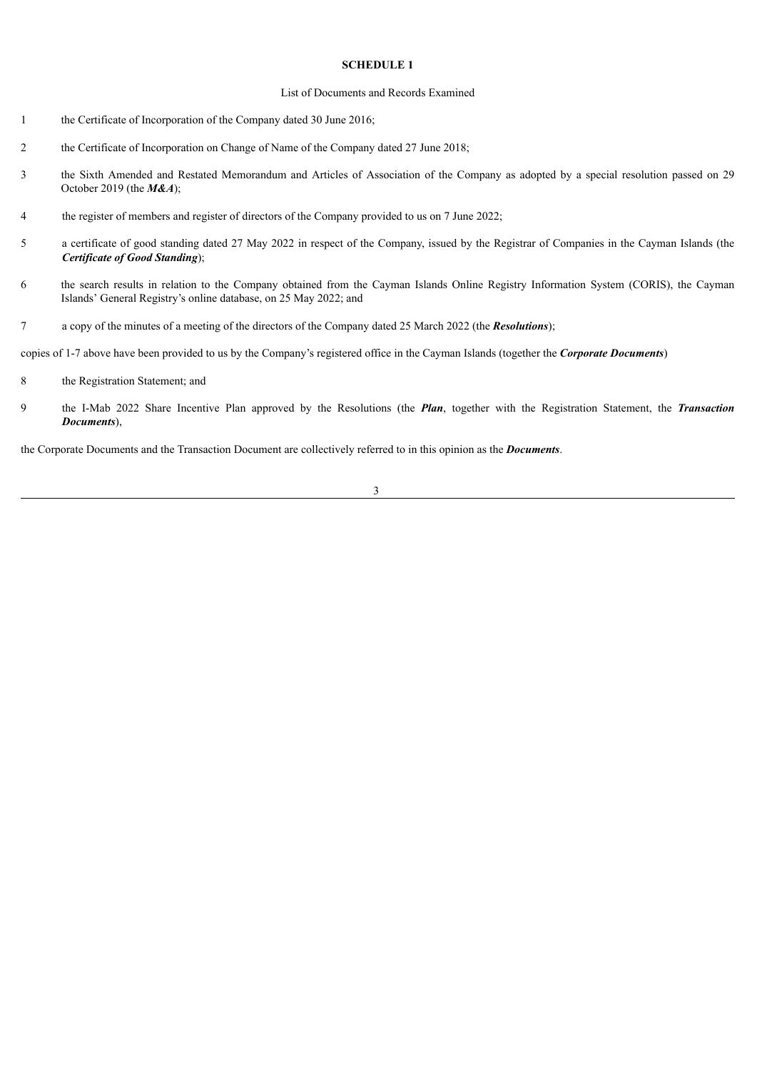**SCHEDULE 1**

List of Documents and Records Examined

1. the Certificate of Incorporation of the Company dated 30 June 2016;

2. the Certificate of Incorporation on Change of Name of the Company dated 27 June 2018;

3. the Sixth Amended and Restated Memorandum and Articles of Association of the Company as adopted by a special resolution passed on 29 October 2019 (the ***M&A***);

4. the register of members and register of directors of the Company provided to us on 7 June 2022;

5. a certificate of good standing dated 27 May 2022 in respect of the Company, issued by the Registrar of Companies in the Cayman Islands (the ***Certificate of Good Standing***);

6. the search results in relation to the Company obtained from the Cayman Islands Online Registry Information System (CORIS), the Cayman Islands' General Registry's online database, on 25 May 2022; and

7. a copy of the minutes of a meeting of the directors of the Company dated 25 March 2022 (the ***Resolutions***);

copies of 1-7 above have been provided to us by the Company's registered office in the Cayman Islands (together the ***Corporate Documents***)

8. the Registration Statement; and

9. the I-Mab 2022 Share Incentive Plan approved by the Resolutions (the ***Plan***, together with the Registration Statement, the ***Transaction Documents***),

the Corporate Documents and the Transaction Document are collectively referred to in this opinion as the ***Documents***.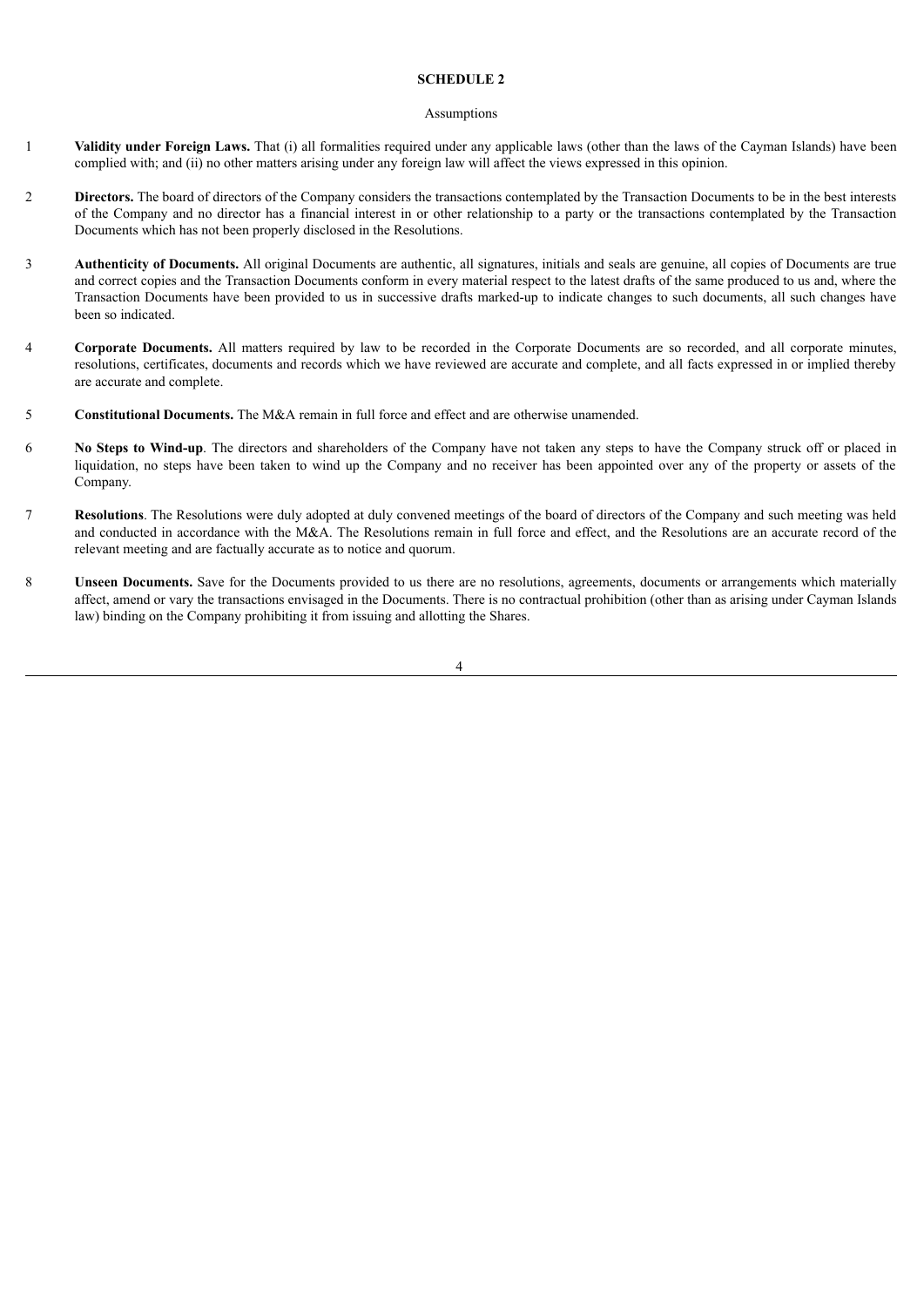**SCHEDULE 2**

Assumptions

1 **Validity under Foreign Laws.** That (i) all formalities required under any applicable laws (other than the laws of the Cayman Islands) have been complied with; and (ii) no other matters arising under any foreign law will affect the views expressed in this opinion.

2 **Directors.** The board of directors of the Company considers the transactions contemplated by the Transaction Documents to be in the best interests of the Company and no director has a financial interest in or other relationship to a party or the transactions contemplated by the Transaction Documents which has not been properly disclosed in the Resolutions.

3 **Authenticity of Documents.** All original Documents are authentic, all signatures, initials and seals are genuine, all copies of Documents are true and correct copies and the Transaction Documents conform in every material respect to the latest drafts of the same produced to us and, where the Transaction Documents have been provided to us in successive drafts marked-up to indicate changes to such documents, all such changes have been so indicated.

4 **Corporate Documents.** All matters required by law to be recorded in the Corporate Documents are so recorded, and all corporate minutes, resolutions, certificates, documents and records which we have reviewed are accurate and complete, and all facts expressed in or implied thereby are accurate and complete.

5 **Constitutional Documents.** The M&A remain in full force and effect and are otherwise unamended.

6 **No Steps to Wind-up**. The directors and shareholders of the Company have not taken any steps to have the Company struck off or placed in liquidation, no steps have been taken to wind up the Company and no receiver has been appointed over any of the property or assets of the Company.

7 **Resolutions**. The Resolutions were duly adopted at duly convened meetings of the board of directors of the Company and such meeting was held and conducted in accordance with the M&A. The Resolutions remain in full force and effect, and the Resolutions are an accurate record of the relevant meeting and are factually accurate as to notice and quorum.

8 **Unseen Documents.** Save for the Documents provided to us there are no resolutions, agreements, documents or arrangements which materially affect, amend or vary the transactions envisaged in the Documents. There is no contractual prohibition (other than as arising under Cayman Islands law) binding on the Company prohibiting it from issuing and allotting the Shares.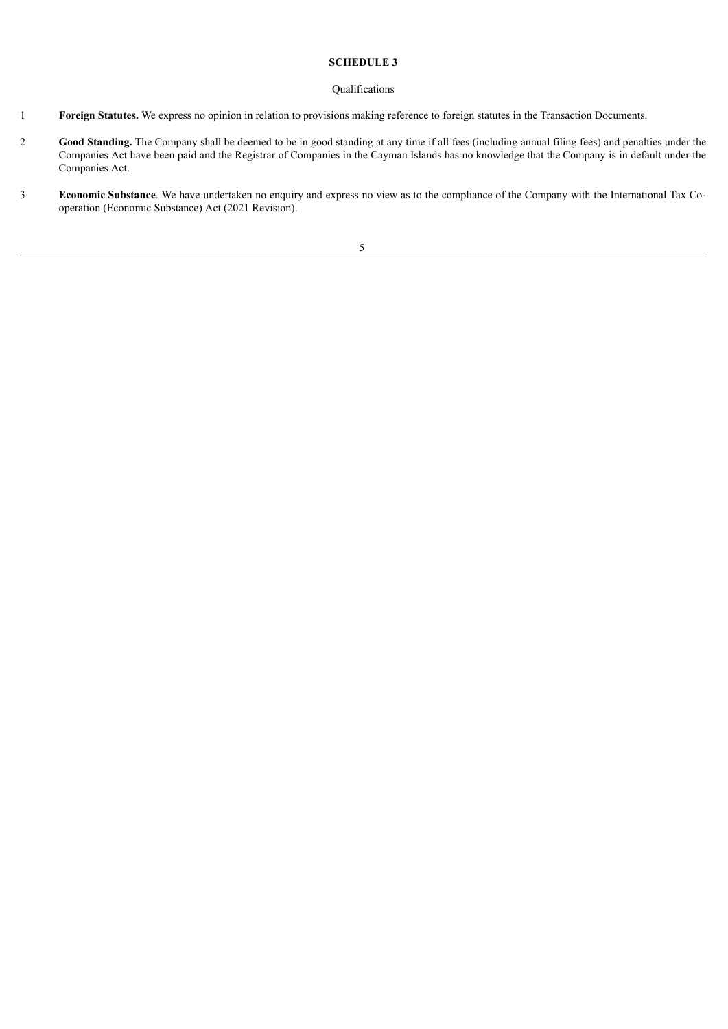**SCHEDULE 3**

Qualifications

1 **Foreign Statutes.** We express no opinion in relation to provisions making reference to foreign statutes in the Transaction Documents.

2 **Good Standing.** The Company shall be deemed to be in good standing at any time if all fees (including annual filing fees) and penalties under the Companies Act have been paid and the Registrar of Companies in the Cayman Islands has no knowledge that the Company is in default under the Companies Act.

3 **Economic Substance**. We have undertaken no enquiry and express no view as to the compliance of the Company with the International Tax Co-operation (Economic Substance) Act (2021 Revision).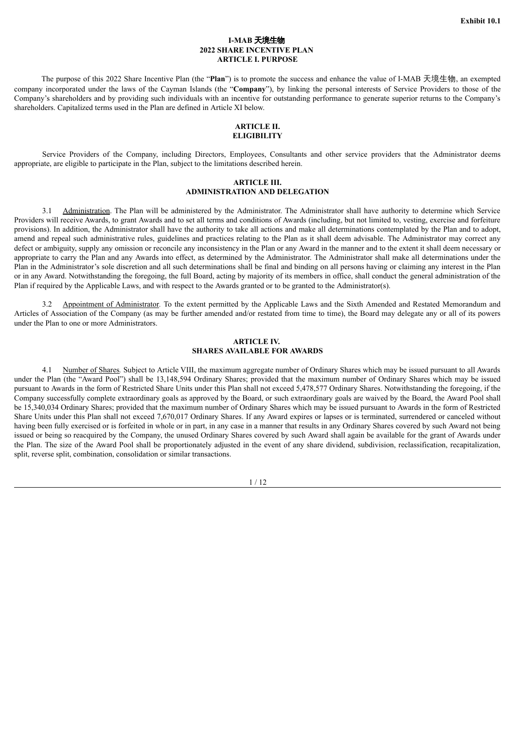**Exhibit 10.1**

# I-MAB 天境生物
## 2022 SHARE INCENTIVE PLAN
## ARTICLE I. PURPOSE

The purpose of this 2022 Share Incentive Plan (the "**Plan**") is to promote the success and enhance the value of I-MAB 天境生物, an exempted company incorporated under the laws of the Cayman Islands (the "**Company**"), by linking the personal interests of Service Providers to those of the Company's shareholders and by providing such individuals with an incentive for outstanding performance to generate superior returns to the Company's shareholders. Capitalized terms used in the Plan are defined in Article XI below.

## ARTICLE II.
## ELIGIBILITY

Service Providers of the Company, including Directors, Employees, Consultants and other service providers that the Administrator deems appropriate, are eligible to participate in the Plan, subject to the limitations described herein.

## ARTICLE III.
## ADMINISTRATION AND DELEGATION

3.1 Administration. The Plan will be administered by the Administrator. The Administrator shall have authority to determine which Service Providers will receive Awards, to grant Awards and to set all terms and conditions of Awards (including, but not limited to, vesting, exercise and forfeiture provisions). In addition, the Administrator shall have the authority to take all actions and make all determinations contemplated by the Plan and to adopt, amend and repeal such administrative rules, guidelines and practices relating to the Plan as it shall deem advisable. The Administrator may correct any defect or ambiguity, supply any omission or reconcile any inconsistency in the Plan or any Award in the manner and to the extent it shall deem necessary or appropriate to carry the Plan and any Awards into effect, as determined by the Administrator. The Administrator shall make all determinations under the Plan in the Administrator's sole discretion and all such determinations shall be final and binding on all persons having or claiming any interest in the Plan or in any Award. Notwithstanding the foregoing, the full Board, acting by majority of its members in office, shall conduct the general administration of the Plan if required by the Applicable Laws, and with respect to the Awards granted or to be granted to the Administrator(s).

3.2 Appointment of Administrator. To the extent permitted by the Applicable Laws and the Sixth Amended and Restated Memorandum and Articles of Association of the Company (as may be further amended and/or restated from time to time), the Board may delegate any or all of its powers under the Plan to one or more Administrators.

## ARTICLE IV.
## SHARES AVAILABLE FOR AWARDS

4.1 Number of Shares. Subject to Article VIII, the maximum aggregate number of Ordinary Shares which may be issued pursuant to all Awards under the Plan (the "Award Pool") shall be 13,148,594 Ordinary Shares; provided that the maximum number of Ordinary Shares which may be issued pursuant to Awards in the form of Restricted Share Units under this Plan shall not exceed 5,478,577 Ordinary Shares. Notwithstanding the foregoing, if the Company successfully complete extraordinary goals as approved by the Board, or such extraordinary goals are waived by the Board, the Award Pool shall be 15,340,034 Ordinary Shares; provided that the maximum number of Ordinary Shares which may be issued pursuant to Awards in the form of Restricted Share Units under this Plan shall not exceed 7,670,017 Ordinary Shares. If any Award expires or lapses or is terminated, surrendered or canceled without having been fully exercised or is forfeited in whole or in part, in any case in a manner that results in any Ordinary Shares covered by such Award not being issued or being so reacquired by the Company, the unused Ordinary Shares covered by such Award shall again be available for the grant of Awards under the Plan. The size of the Award Pool shall be proportionately adjusted in the event of any share dividend, subdivision, reclassification, recapitalization, split, reverse split, combination, consolidation or similar transactions.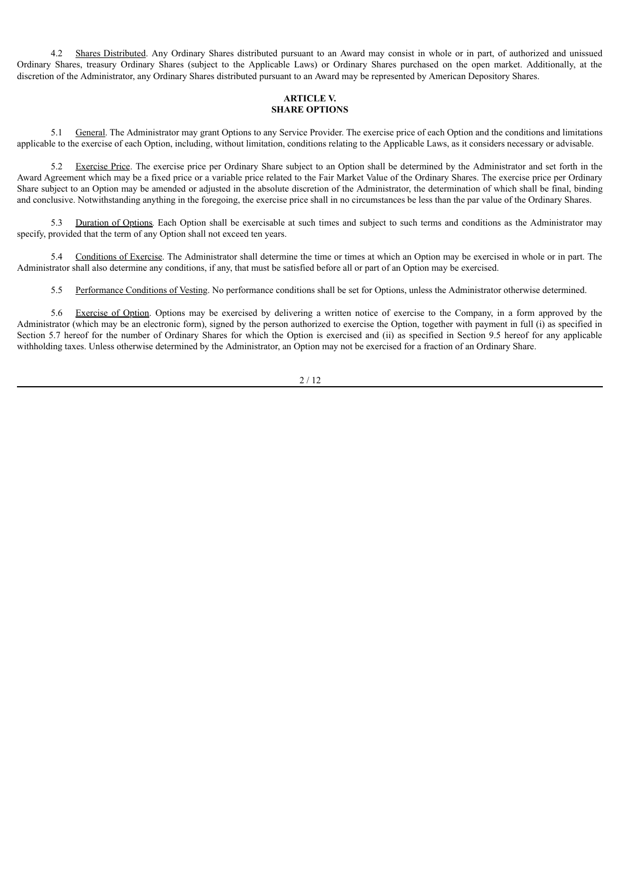4.2 Shares Distributed. Any Ordinary Shares distributed pursuant to an Award may consist in whole or in part, of authorized and unissued Ordinary Shares, treasury Ordinary Shares (subject to the Applicable Laws) or Ordinary Shares purchased on the open market. Additionally, at the discretion of the Administrator, any Ordinary Shares distributed pursuant to an Award may be represented by American Depository Shares.

## ARTICLE V.
## SHARE OPTIONS

5.1 General. The Administrator may grant Options to any Service Provider. The exercise price of each Option and the conditions and limitations applicable to the exercise of each Option, including, without limitation, conditions relating to the Applicable Laws, as it considers necessary or advisable.

5.2 Exercise Price. The exercise price per Ordinary Share subject to an Option shall be determined by the Administrator and set forth in the Award Agreement which may be a fixed price or a variable price related to the Fair Market Value of the Ordinary Shares. The exercise price per Ordinary Share subject to an Option may be amended or adjusted in the absolute discretion of the Administrator, the determination of which shall be final, binding and conclusive. Notwithstanding anything in the foregoing, the exercise price shall in no circumstances be less than the par value of the Ordinary Shares.

5.3 Duration of Options. Each Option shall be exercisable at such times and subject to such terms and conditions as the Administrator may specify, provided that the term of any Option shall not exceed ten years.

5.4 Conditions of Exercise. The Administrator shall determine the time or times at which an Option may be exercised in whole or in part. The Administrator shall also determine any conditions, if any, that must be satisfied before all or part of an Option may be exercised.

5.5 Performance Conditions of Vesting. No performance conditions shall be set for Options, unless the Administrator otherwise determined.

5.6 Exercise of Option. Options may be exercised by delivering a written notice of exercise to the Company, in a form approved by the Administrator (which may be an electronic form), signed by the person authorized to exercise the Option, together with payment in full (i) as specified in Section 5.7 hereof for the number of Ordinary Shares for which the Option is exercised and (ii) as specified in Section 9.5 hereof for any applicable withholding taxes. Unless otherwise determined by the Administrator, an Option may not be exercised for a fraction of an Ordinary Share.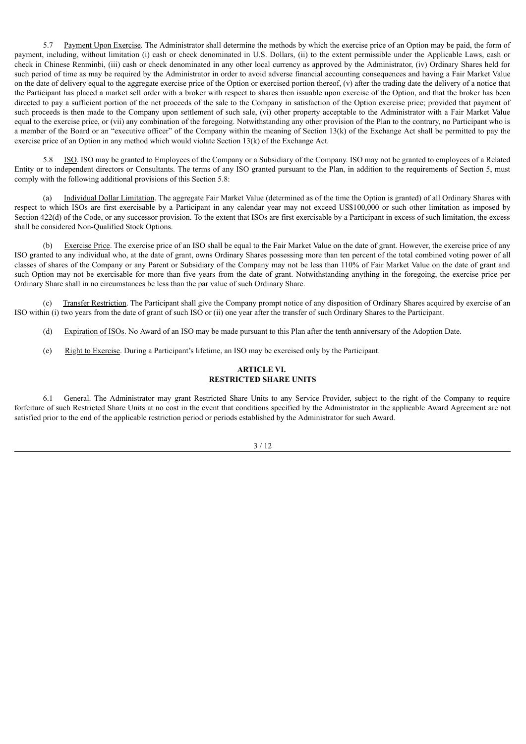5.7 Payment Upon Exercise. The Administrator shall determine the methods by which the exercise price of an Option may be paid, the form of payment, including, without limitation (i) cash or check denominated in U.S. Dollars, (ii) to the extent permissible under the Applicable Laws, cash or check in Chinese Renminbi, (iii) cash or check denominated in any other local currency as approved by the Administrator, (iv) Ordinary Shares held for such period of time as may be required by the Administrator in order to avoid adverse financial accounting consequences and having a Fair Market Value on the date of delivery equal to the aggregate exercise price of the Option or exercised portion thereof, (v) after the trading date the delivery of a notice that the Participant has placed a market sell order with a broker with respect to shares then issuable upon exercise of the Option, and that the broker has been directed to pay a sufficient portion of the net proceeds of the sale to the Company in satisfaction of the Option exercise price; provided that payment of such proceeds is then made to the Company upon settlement of such sale, (vi) other property acceptable to the Administrator with a Fair Market Value equal to the exercise price, or (vii) any combination of the foregoing. Notwithstanding any other provision of the Plan to the contrary, no Participant who is a member of the Board or an "executive officer" of the Company within the meaning of Section 13(k) of the Exchange Act shall be permitted to pay the exercise price of an Option in any method which would violate Section 13(k) of the Exchange Act.

5.8 ISO. ISO may be granted to Employees of the Company or a Subsidiary of the Company. ISO may not be granted to employees of a Related Entity or to independent directors or Consultants. The terms of any ISO granted pursuant to the Plan, in addition to the requirements of Section 5, must comply with the following additional provisions of this Section 5.8:

(a) Individual Dollar Limitation. The aggregate Fair Market Value (determined as of the time the Option is granted) of all Ordinary Shares with respect to which ISOs are first exercisable by a Participant in any calendar year may not exceed US$100,000 or such other limitation as imposed by Section 422(d) of the Code, or any successor provision. To the extent that ISOs are first exercisable by a Participant in excess of such limitation, the excess shall be considered Non-Qualified Stock Options.

(b) Exercise Price. The exercise price of an ISO shall be equal to the Fair Market Value on the date of grant. However, the exercise price of any ISO granted to any individual who, at the date of grant, owns Ordinary Shares possessing more than ten percent of the total combined voting power of all classes of shares of the Company or any Parent or Subsidiary of the Company may not be less than 110% of Fair Market Value on the date of grant and such Option may not be exercisable for more than five years from the date of grant. Notwithstanding anything in the foregoing, the exercise price per Ordinary Share shall in no circumstances be less than the par value of such Ordinary Share.

(c) Transfer Restriction. The Participant shall give the Company prompt notice of any disposition of Ordinary Shares acquired by exercise of an ISO within (i) two years from the date of grant of such ISO or (ii) one year after the transfer of such Ordinary Shares to the Participant.

(d) Expiration of ISOs. No Award of an ISO may be made pursuant to this Plan after the tenth anniversary of the Adoption Date.

(e) Right to Exercise. During a Participant's lifetime, an ISO may be exercised only by the Participant.

## ARTICLE VI.
## RESTRICTED SHARE UNITS

6.1 General. The Administrator may grant Restricted Share Units to any Service Provider, subject to the right of the Company to require forfeiture of such Restricted Share Units at no cost in the event that conditions specified by the Administrator in the applicable Award Agreement are not satisfied prior to the end of the applicable restriction period or periods established by the Administrator for such Award.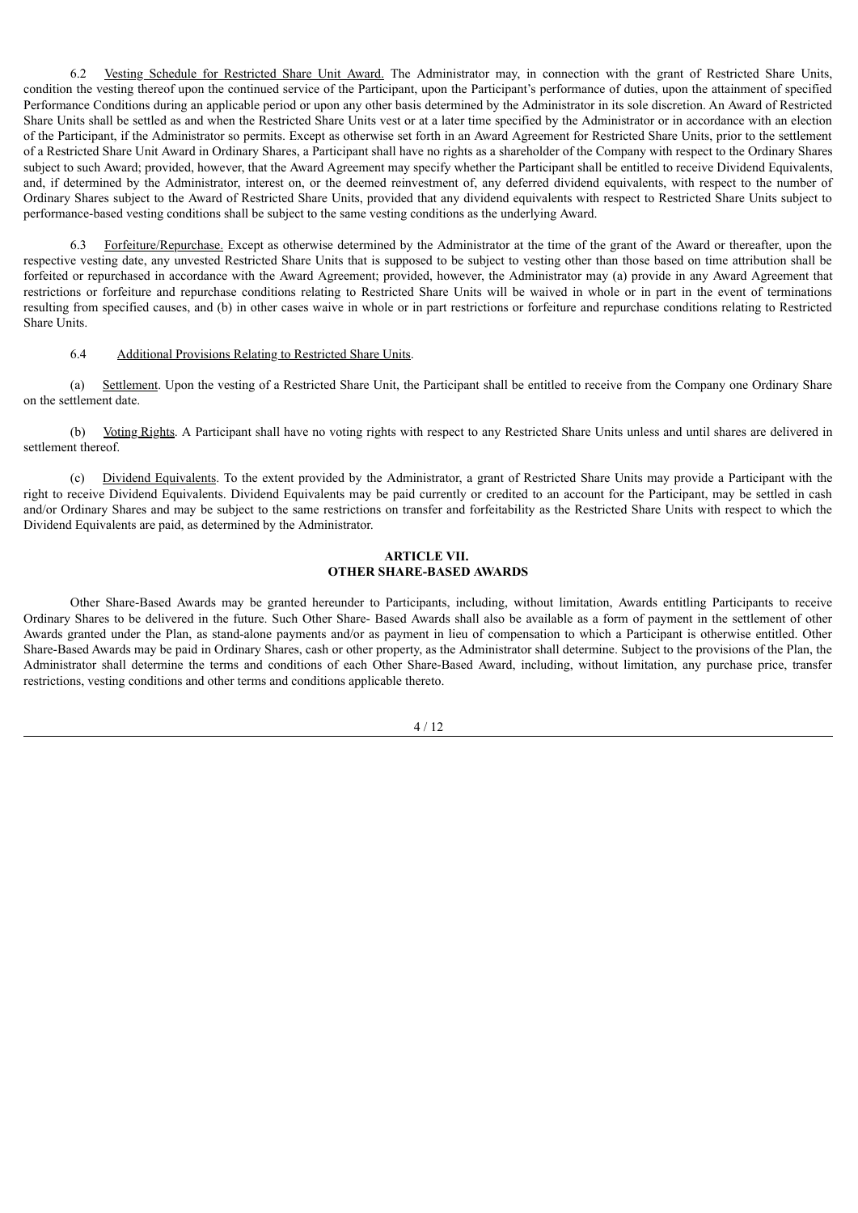6.2 Vesting Schedule for Restricted Share Unit Award. The Administrator may, in connection with the grant of Restricted Share Units, condition the vesting thereof upon the continued service of the Participant, upon the Participant's performance of duties, upon the attainment of specified Performance Conditions during an applicable period or upon any other basis determined by the Administrator in its sole discretion. An Award of Restricted Share Units shall be settled as and when the Restricted Share Units vest or at a later time specified by the Administrator or in accordance with an election of the Participant, if the Administrator so permits. Except as otherwise set forth in an Award Agreement for Restricted Share Units, prior to the settlement of a Restricted Share Unit Award in Ordinary Shares, a Participant shall have no rights as a shareholder of the Company with respect to the Ordinary Shares subject to such Award; provided, however, that the Award Agreement may specify whether the Participant shall be entitled to receive Dividend Equivalents, and, if determined by the Administrator, interest on, or the deemed reinvestment of, any deferred dividend equivalents, with respect to the number of Ordinary Shares subject to the Award of Restricted Share Units, provided that any dividend equivalents with respect to Restricted Share Units subject to performance-based vesting conditions shall be subject to the same vesting conditions as the underlying Award.

6.3 Forfeiture/Repurchase. Except as otherwise determined by the Administrator at the time of the grant of the Award or thereafter, upon the respective vesting date, any unvested Restricted Share Units that is supposed to be subject to vesting other than those based on time attribution shall be forfeited or repurchased in accordance with the Award Agreement; provided, however, the Administrator may (a) provide in any Award Agreement that restrictions or forfeiture and repurchase conditions relating to Restricted Share Units will be waived in whole or in part in the event of terminations resulting from specified causes, and (b) in other cases waive in whole or in part restrictions or forfeiture and repurchase conditions relating to Restricted Share Units.

6.4 Additional Provisions Relating to Restricted Share Units.

(a) Settlement. Upon the vesting of a Restricted Share Unit, the Participant shall be entitled to receive from the Company one Ordinary Share on the settlement date.

(b) Voting Rights. A Participant shall have no voting rights with respect to any Restricted Share Units unless and until shares are delivered in settlement thereof.

(c) Dividend Equivalents. To the extent provided by the Administrator, a grant of Restricted Share Units may provide a Participant with the right to receive Dividend Equivalents. Dividend Equivalents may be paid currently or credited to an account for the Participant, may be settled in cash and/or Ordinary Shares and may be subject to the same restrictions on transfer and forfeitability as the Restricted Share Units with respect to which the Dividend Equivalents are paid, as determined by the Administrator.

## ARTICLE VII.
## OTHER SHARE-BASED AWARDS

Other Share-Based Awards may be granted hereunder to Participants, including, without limitation, Awards entitling Participants to receive Ordinary Shares to be delivered in the future. Such Other Share- Based Awards shall also be available as a form of payment in the settlement of other Awards granted under the Plan, as stand-alone payments and/or as payment in lieu of compensation to which a Participant is otherwise entitled. Other Share-Based Awards may be paid in Ordinary Shares, cash or other property, as the Administrator shall determine. Subject to the provisions of the Plan, the Administrator shall determine the terms and conditions of each Other Share-Based Award, including, without limitation, any purchase price, transfer restrictions, vesting conditions and other terms and conditions applicable thereto.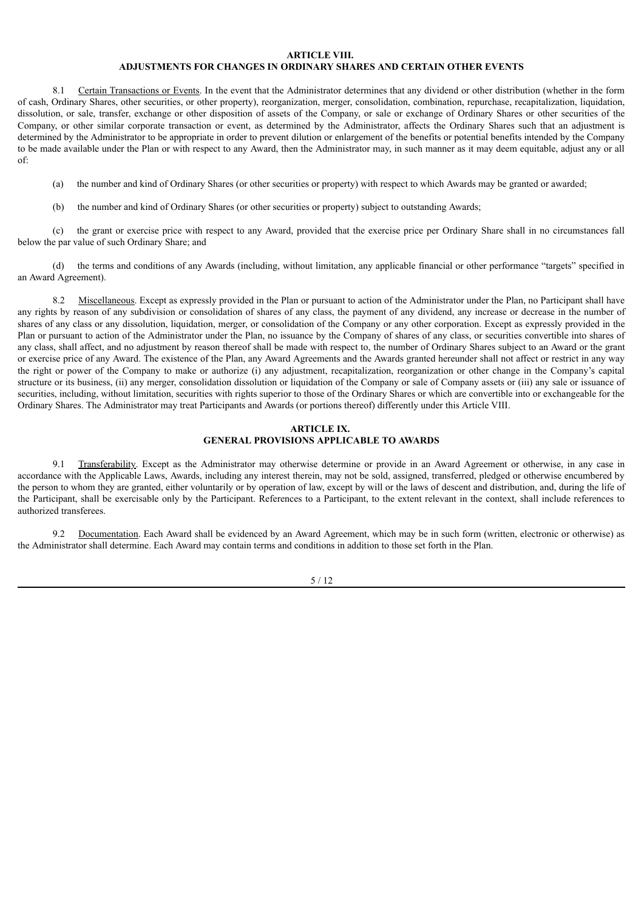## ARTICLE VIII.
## ADJUSTMENTS FOR CHANGES IN ORDINARY SHARES AND CERTAIN OTHER EVENTS

8.1 Certain Transactions or Events. In the event that the Administrator determines that any dividend or other distribution (whether in the form of cash, Ordinary Shares, other securities, or other property), reorganization, merger, consolidation, combination, repurchase, recapitalization, liquidation, dissolution, or sale, transfer, exchange or other disposition of assets of the Company, or sale or exchange of Ordinary Shares or other securities of the Company, or other similar corporate transaction or event, as determined by the Administrator, affects the Ordinary Shares such that an adjustment is determined by the Administrator to be appropriate in order to prevent dilution or enlargement of the benefits or potential benefits intended by the Company to be made available under the Plan or with respect to any Award, then the Administrator may, in such manner as it may deem equitable, adjust any or all of:

(a) the number and kind of Ordinary Shares (or other securities or property) with respect to which Awards may be granted or awarded;

(b) the number and kind of Ordinary Shares (or other securities or property) subject to outstanding Awards;

(c) the grant or exercise price with respect to any Award, provided that the exercise price per Ordinary Share shall in no circumstances fall below the par value of such Ordinary Share; and

(d) the terms and conditions of any Awards (including, without limitation, any applicable financial or other performance "targets" specified in an Award Agreement).

8.2 Miscellaneous. Except as expressly provided in the Plan or pursuant to action of the Administrator under the Plan, no Participant shall have any rights by reason of any subdivision or consolidation of shares of any class, the payment of any dividend, any increase or decrease in the number of shares of any class or any dissolution, liquidation, merger, or consolidation of the Company or any other corporation. Except as expressly provided in the Plan or pursuant to action of the Administrator under the Plan, no issuance by the Company of shares of any class, or securities convertible into shares of any class, shall affect, and no adjustment by reason thereof shall be made with respect to, the number of Ordinary Shares subject to an Award or the grant or exercise price of any Award. The existence of the Plan, any Award Agreements and the Awards granted hereunder shall not affect or restrict in any way the right or power of the Company to make or authorize (i) any adjustment, recapitalization, reorganization or other change in the Company's capital structure or its business, (ii) any merger, consolidation dissolution or liquidation of the Company or sale of Company assets or (iii) any sale or issuance of securities, including, without limitation, securities with rights superior to those of the Ordinary Shares or which are convertible into or exchangeable for the Ordinary Shares. The Administrator may treat Participants and Awards (or portions thereof) differently under this Article VIII.

## ARTICLE IX.
## GENERAL PROVISIONS APPLICABLE TO AWARDS

9.1 Transferability. Except as the Administrator may otherwise determine or provide in an Award Agreement or otherwise, in any case in accordance with the Applicable Laws, Awards, including any interest therein, may not be sold, assigned, transferred, pledged or otherwise encumbered by the person to whom they are granted, either voluntarily or by operation of law, except by will or the laws of descent and distribution, and, during the life of the Participant, shall be exercisable only by the Participant. References to a Participant, to the extent relevant in the context, shall include references to authorized transferees.

9.2 Documentation. Each Award shall be evidenced by an Award Agreement, which may be in such form (written, electronic or otherwise) as the Administrator shall determine. Each Award may contain terms and conditions in addition to those set forth in the Plan.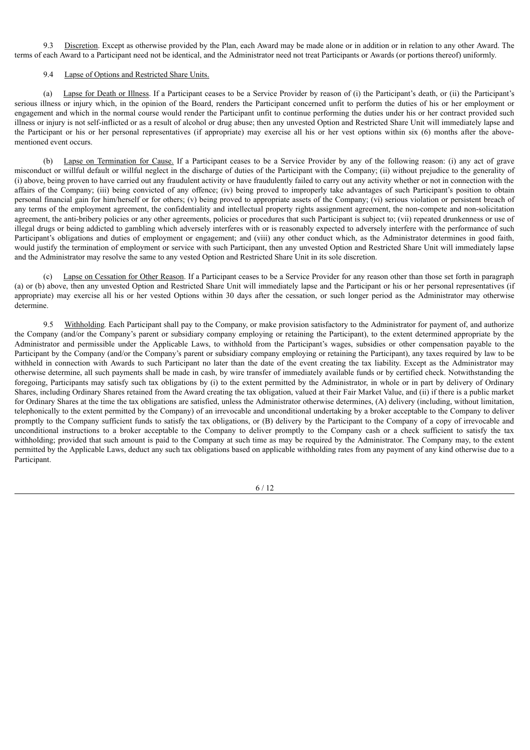9.3 Discretion. Except as otherwise provided by the Plan, each Award may be made alone or in addition or in relation to any other Award. The terms of each Award to a Participant need not be identical, and the Administrator need not treat Participants or Awards (or portions thereof) uniformly.

9.4 Lapse of Options and Restricted Share Units.

(a) Lapse for Death or Illness. If a Participant ceases to be a Service Provider by reason of (i) the Participant's death, or (ii) the Participant's serious illness or injury which, in the opinion of the Board, renders the Participant concerned unfit to perform the duties of his or her employment or engagement and which in the normal course would render the Participant unfit to continue performing the duties under his or her contract provided such illness or injury is not self-inflicted or as a result of alcohol or drug abuse; then any unvested Option and Restricted Share Unit will immediately lapse and the Participant or his or her personal representatives (if appropriate) may exercise all his or her vest options within six (6) months after the above-mentioned event occurs.

(b) Lapse on Termination for Cause. If a Participant ceases to be a Service Provider by any of the following reason: (i) any act of grave misconduct or willful default or willful neglect in the discharge of duties of the Participant with the Company; (ii) without prejudice to the generality of (i) above, being proven to have carried out any fraudulent activity or have fraudulently failed to carry out any activity whether or not in connection with the affairs of the Company; (iii) being convicted of any offence; (iv) being proved to improperly take advantages of such Participant's position to obtain personal financial gain for him/herself or for others; (v) being proved to appropriate assets of the Company; (vi) serious violation or persistent breach of any terms of the employment agreement, the confidentiality and intellectual property rights assignment agreement, the non-compete and non-solicitation agreement, the anti-bribery policies or any other agreements, policies or procedures that such Participant is subject to; (vii) repeated drunkenness or use of illegal drugs or being addicted to gambling which adversely interferes with or is reasonably expected to adversely interfere with the performance of such Participant's obligations and duties of employment or engagement; and (viii) any other conduct which, as the Administrator determines in good faith, would justify the termination of employment or service with such Participant, then any unvested Option and Restricted Share Unit will immediately lapse and the Administrator may resolve the same to any vested Option and Restricted Share Unit in its sole discretion.

(c) Lapse on Cessation for Other Reason. If a Participant ceases to be a Service Provider for any reason other than those set forth in paragraph (a) or (b) above, then any unvested Option and Restricted Share Unit will immediately lapse and the Participant or his or her personal representatives (if appropriate) may exercise all his or her vested Options within 30 days after the cessation, or such longer period as the Administrator may otherwise determine.

9.5 Withholding. Each Participant shall pay to the Company, or make provision satisfactory to the Administrator for payment of, and authorize the Company (and/or the Company's parent or subsidiary company employing or retaining the Participant), to the extent determined appropriate by the Administrator and permissible under the Applicable Laws, to withhold from the Participant's wages, subsidies or other compensation payable to the Participant by the Company (and/or the Company's parent or subsidiary company employing or retaining the Participant), any taxes required by law to be withheld in connection with Awards to such Participant no later than the date of the event creating the tax liability. Except as the Administrator may otherwise determine, all such payments shall be made in cash, by wire transfer of immediately available funds or by certified check. Notwithstanding the foregoing, Participants may satisfy such tax obligations by (i) to the extent permitted by the Administrator, in whole or in part by delivery of Ordinary Shares, including Ordinary Shares retained from the Award creating the tax obligation, valued at their Fair Market Value, and (ii) if there is a public market for Ordinary Shares at the time the tax obligations are satisfied, unless the Administrator otherwise determines, (A) delivery (including, without limitation, telephonically to the extent permitted by the Company) of an irrevocable and unconditional undertaking by a broker acceptable to the Company to deliver promptly to the Company sufficient funds to satisfy the tax obligations, or (B) delivery by the Participant to the Company of a copy of irrevocable and unconditional instructions to a broker acceptable to the Company to deliver promptly to the Company cash or a check sufficient to satisfy the tax withholding; provided that such amount is paid to the Company at such time as may be required by the Administrator. The Company may, to the extent permitted by the Applicable Laws, deduct any such tax obligations based on applicable withholding rates from any payment of any kind otherwise due to a Participant.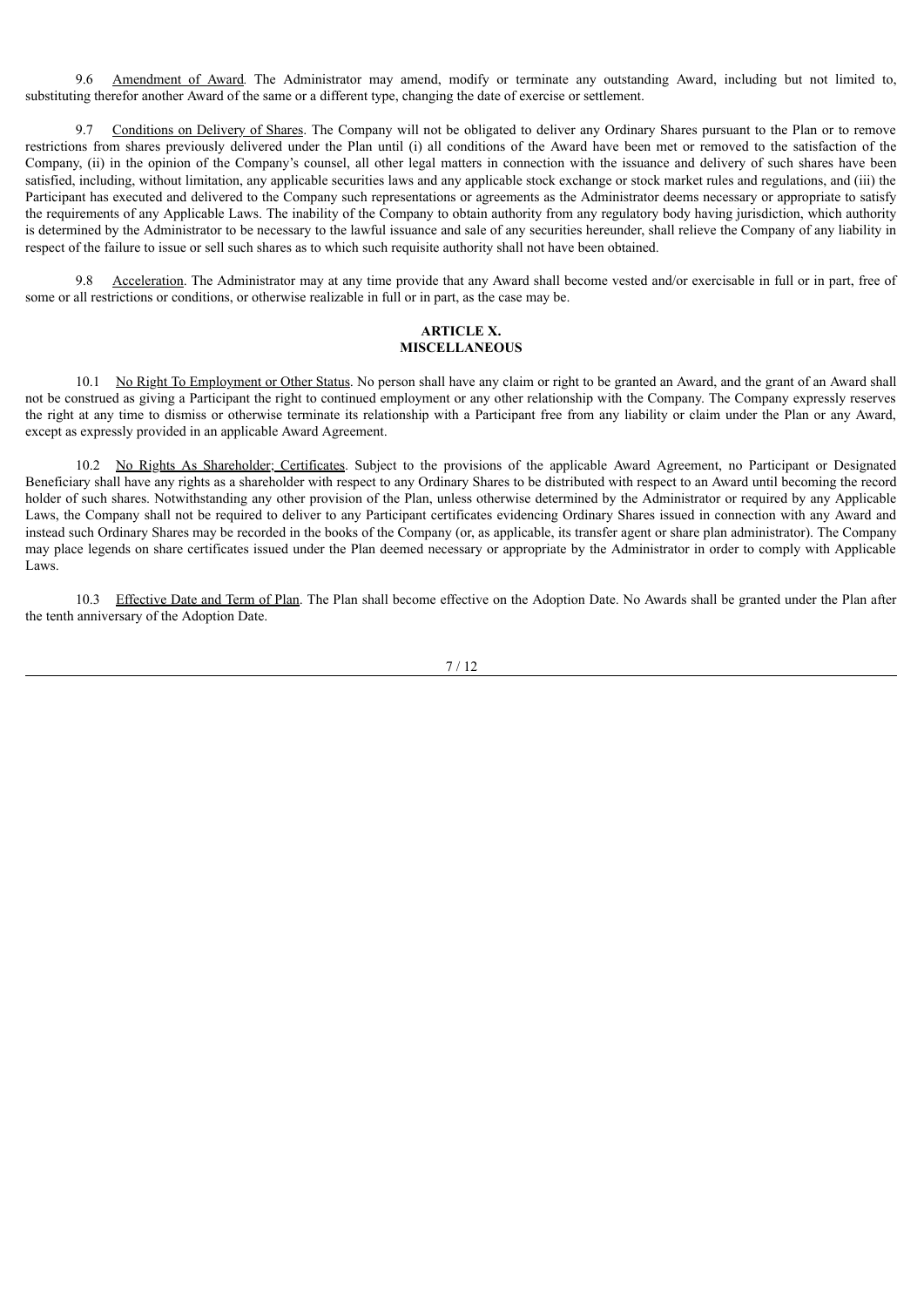9.6 Amendment of Award. The Administrator may amend, modify or terminate any outstanding Award, including but not limited to, substituting therefor another Award of the same or a different type, changing the date of exercise or settlement.

9.7 Conditions on Delivery of Shares. The Company will not be obligated to deliver any Ordinary Shares pursuant to the Plan or to remove restrictions from shares previously delivered under the Plan until (i) all conditions of the Award have been met or removed to the satisfaction of the Company, (ii) in the opinion of the Company's counsel, all other legal matters in connection with the issuance and delivery of such shares have been satisfied, including, without limitation, any applicable securities laws and any applicable stock exchange or stock market rules and regulations, and (iii) the Participant has executed and delivered to the Company such representations or agreements as the Administrator deems necessary or appropriate to satisfy the requirements of any Applicable Laws. The inability of the Company to obtain authority from any regulatory body having jurisdiction, which authority is determined by the Administrator to be necessary to the lawful issuance and sale of any securities hereunder, shall relieve the Company of any liability in respect of the failure to issue or sell such shares as to which such requisite authority shall not have been obtained.

9.8 Acceleration. The Administrator may at any time provide that any Award shall become vested and/or exercisable in full or in part, free of some or all restrictions or conditions, or otherwise realizable in full or in part, as the case may be.

## ARTICLE X.
## MISCELLANEOUS

10.1 No Right To Employment or Other Status. No person shall have any claim or right to be granted an Award, and the grant of an Award shall not be construed as giving a Participant the right to continued employment or any other relationship with the Company. The Company expressly reserves the right at any time to dismiss or otherwise terminate its relationship with a Participant free from any liability or claim under the Plan or any Award, except as expressly provided in an applicable Award Agreement.

10.2 No Rights As Shareholder; Certificates. Subject to the provisions of the applicable Award Agreement, no Participant or Designated Beneficiary shall have any rights as a shareholder with respect to any Ordinary Shares to be distributed with respect to an Award until becoming the record holder of such shares. Notwithstanding any other provision of the Plan, unless otherwise determined by the Administrator or required by any Applicable Laws, the Company shall not be required to deliver to any Participant certificates evidencing Ordinary Shares issued in connection with any Award and instead such Ordinary Shares may be recorded in the books of the Company (or, as applicable, its transfer agent or share plan administrator). The Company may place legends on share certificates issued under the Plan deemed necessary or appropriate by the Administrator in order to comply with Applicable Laws.

10.3 Effective Date and Term of Plan. The Plan shall become effective on the Adoption Date. No Awards shall be granted under the Plan after the tenth anniversary of the Adoption Date.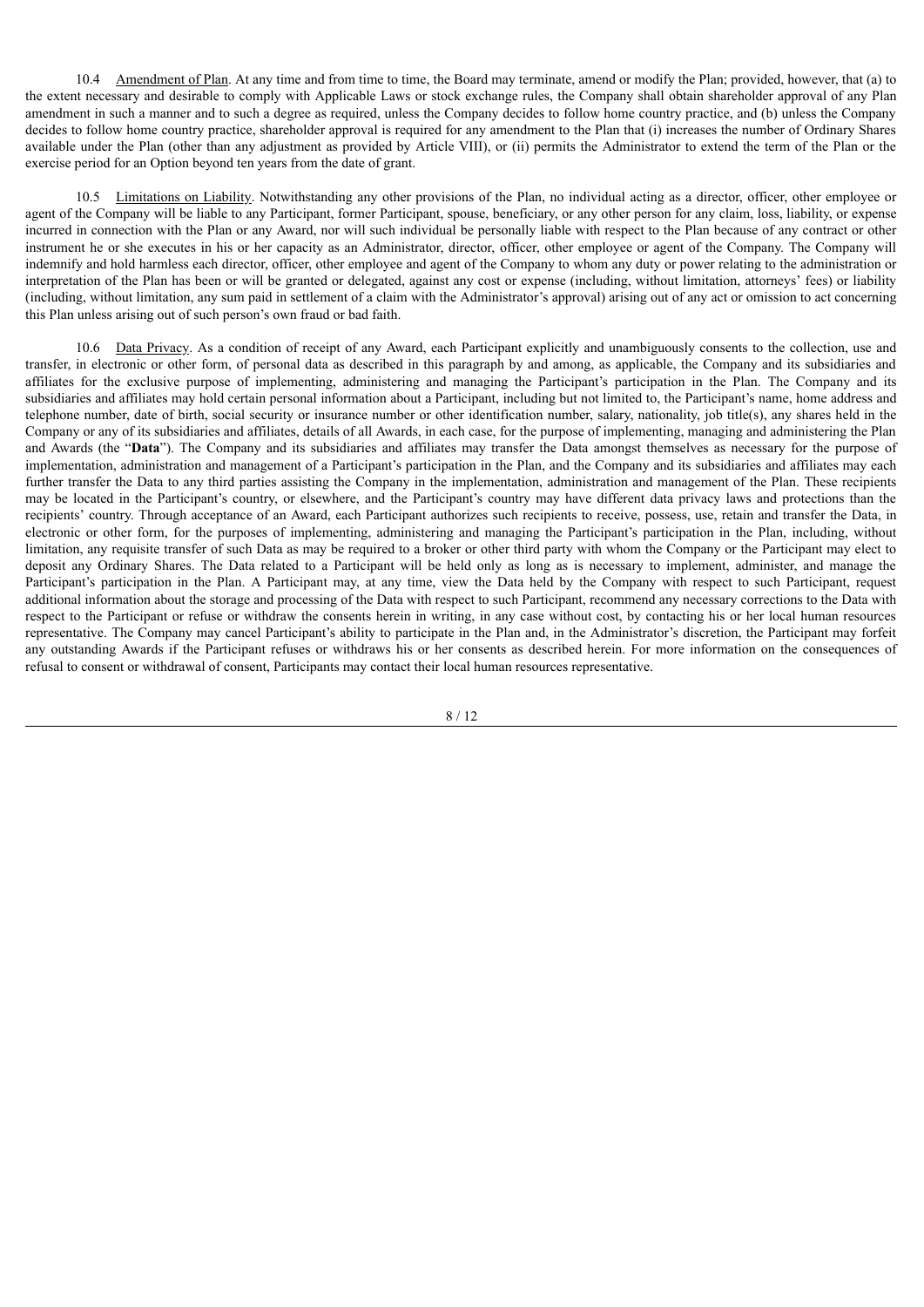10.4 Amendment of Plan. At any time and from time to time, the Board may terminate, amend or modify the Plan; provided, however, that (a) to the extent necessary and desirable to comply with Applicable Laws or stock exchange rules, the Company shall obtain shareholder approval of any Plan amendment in such a manner and to such a degree as required, unless the Company decides to follow home country practice, and (b) unless the Company decides to follow home country practice, shareholder approval is required for any amendment to the Plan that (i) increases the number of Ordinary Shares available under the Plan (other than any adjustment as provided by Article VIII), or (ii) permits the Administrator to extend the term of the Plan or the exercise period for an Option beyond ten years from the date of grant.

10.5 Limitations on Liability. Notwithstanding any other provisions of the Plan, no individual acting as a director, officer, other employee or agent of the Company will be liable to any Participant, former Participant, spouse, beneficiary, or any other person for any claim, loss, liability, or expense incurred in connection with the Plan or any Award, nor will such individual be personally liable with respect to the Plan because of any contract or other instrument he or she executes in his or her capacity as an Administrator, director, officer, other employee or agent of the Company. The Company will indemnify and hold harmless each director, officer, other employee and agent of the Company to whom any duty or power relating to the administration or interpretation of the Plan has been or will be granted or delegated, against any cost or expense (including, without limitation, attorneys' fees) or liability (including, without limitation, any sum paid in settlement of a claim with the Administrator's approval) arising out of any act or omission to act concerning this Plan unless arising out of such person's own fraud or bad faith.

10.6 Data Privacy. As a condition of receipt of any Award, each Participant explicitly and unambiguously consents to the collection, use and transfer, in electronic or other form, of personal data as described in this paragraph by and among, as applicable, the Company and its subsidiaries and affiliates for the exclusive purpose of implementing, administering and managing the Participant's participation in the Plan. The Company and its subsidiaries and affiliates may hold certain personal information about a Participant, including but not limited to, the Participant's name, home address and telephone number, date of birth, social security or insurance number or other identification number, salary, nationality, job title(s), any shares held in the Company or any of its subsidiaries and affiliates, details of all Awards, in each case, for the purpose of implementing, managing and administering the Plan and Awards (the "**Data**"). The Company and its subsidiaries and affiliates may transfer the Data amongst themselves as necessary for the purpose of implementation, administration and management of a Participant's participation in the Plan, and the Company and its subsidiaries and affiliates may each further transfer the Data to any third parties assisting the Company in the implementation, administration and management of the Plan. These recipients may be located in the Participant's country, or elsewhere, and the Participant's country may have different data privacy laws and protections than the recipients' country. Through acceptance of an Award, each Participant authorizes such recipients to receive, possess, use, retain and transfer the Data, in electronic or other form, for the purposes of implementing, administering and managing the Participant's participation in the Plan, including, without limitation, any requisite transfer of such Data as may be required to a broker or other third party with whom the Company or the Participant may elect to deposit any Ordinary Shares. The Data related to a Participant will be held only as long as is necessary to implement, administer, and manage the Participant's participation in the Plan. A Participant may, at any time, view the Data held by the Company with respect to such Participant, request additional information about the storage and processing of the Data with respect to such Participant, recommend any necessary corrections to the Data with respect to the Participant or refuse or withdraw the consents herein in writing, in any case without cost, by contacting his or her local human resources representative. The Company may cancel Participant's ability to participate in the Plan and, in the Administrator's discretion, the Participant may forfeit any outstanding Awards if the Participant refuses or withdraws his or her consents as described herein. For more information on the consequences of refusal to consent or withdrawal of consent, Participants may contact their local human resources representative.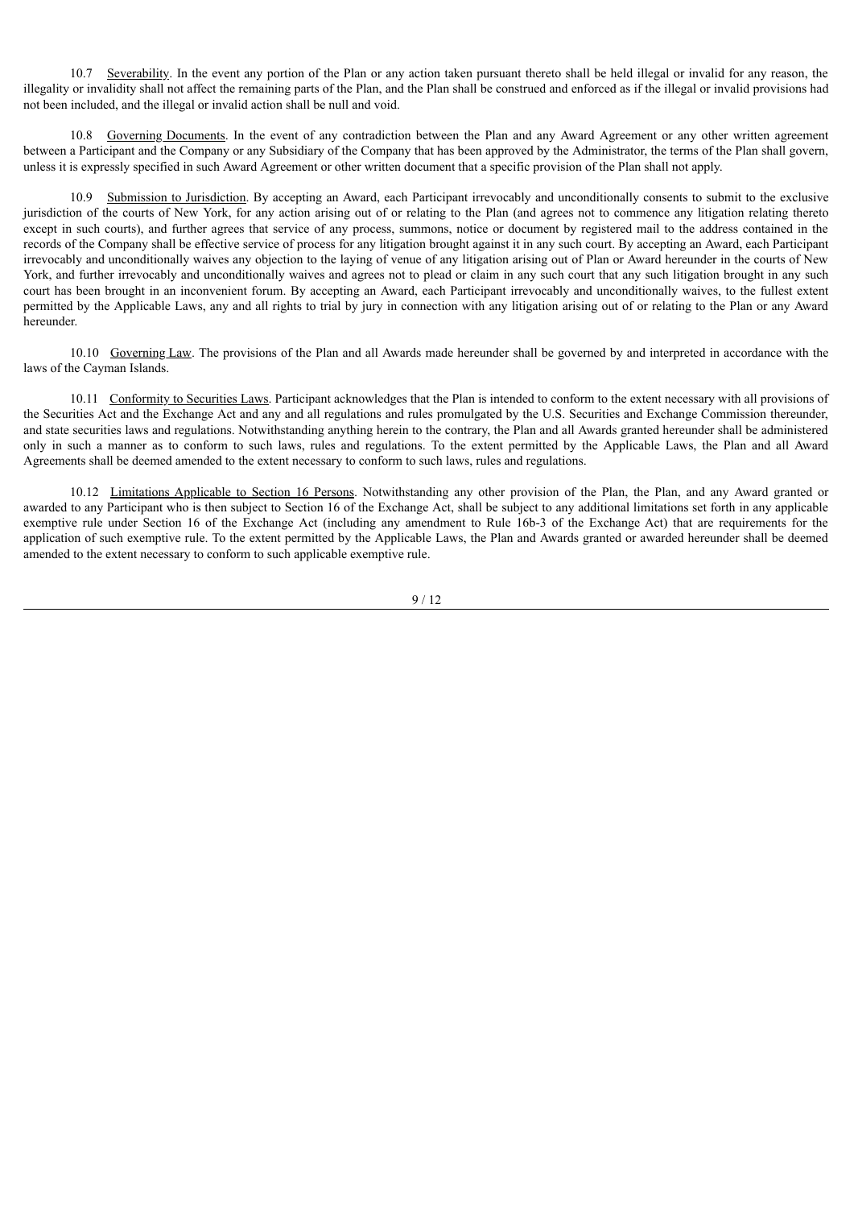10.7 Severability. In the event any portion of the Plan or any action taken pursuant thereto shall be held illegal or invalid for any reason, the illegality or invalidity shall not affect the remaining parts of the Plan, and the Plan shall be construed and enforced as if the illegal or invalid provisions had not been included, and the illegal or invalid action shall be null and void.

10.8 Governing Documents. In the event of any contradiction between the Plan and any Award Agreement or any other written agreement between a Participant and the Company or any Subsidiary of the Company that has been approved by the Administrator, the terms of the Plan shall govern, unless it is expressly specified in such Award Agreement or other written document that a specific provision of the Plan shall not apply.

10.9 Submission to Jurisdiction. By accepting an Award, each Participant irrevocably and unconditionally consents to submit to the exclusive jurisdiction of the courts of New York, for any action arising out of or relating to the Plan (and agrees not to commence any litigation relating thereto except in such courts), and further agrees that service of any process, summons, notice or document by registered mail to the address contained in the records of the Company shall be effective service of process for any litigation brought against it in any such court. By accepting an Award, each Participant irrevocably and unconditionally waives any objection to the laying of venue of any litigation arising out of Plan or Award hereunder in the courts of New York, and further irrevocably and unconditionally waives and agrees not to plead or claim in any such court that any such litigation brought in any such court has been brought in an inconvenient forum. By accepting an Award, each Participant irrevocably and unconditionally waives, to the fullest extent permitted by the Applicable Laws, any and all rights to trial by jury in connection with any litigation arising out of or relating to the Plan or any Award hereunder.

10.10 Governing Law. The provisions of the Plan and all Awards made hereunder shall be governed by and interpreted in accordance with the laws of the Cayman Islands.

10.11 Conformity to Securities Laws. Participant acknowledges that the Plan is intended to conform to the extent necessary with all provisions of the Securities Act and the Exchange Act and any and all regulations and rules promulgated by the U.S. Securities and Exchange Commission thereunder, and state securities laws and regulations. Notwithstanding anything herein to the contrary, the Plan and all Awards granted hereunder shall be administered only in such a manner as to conform to such laws, rules and regulations. To the extent permitted by the Applicable Laws, the Plan and all Award Agreements shall be deemed amended to the extent necessary to conform to such laws, rules and regulations.

10.12 Limitations Applicable to Section 16 Persons. Notwithstanding any other provision of the Plan, the Plan, and any Award granted or awarded to any Participant who is then subject to Section 16 of the Exchange Act, shall be subject to any additional limitations set forth in any applicable exemptive rule under Section 16 of the Exchange Act (including any amendment to Rule 16b-3 of the Exchange Act) that are requirements for the application of such exemptive rule. To the extent permitted by the Applicable Laws, the Plan and Awards granted or awarded hereunder shall be deemed amended to the extent necessary to conform to such applicable exemptive rule.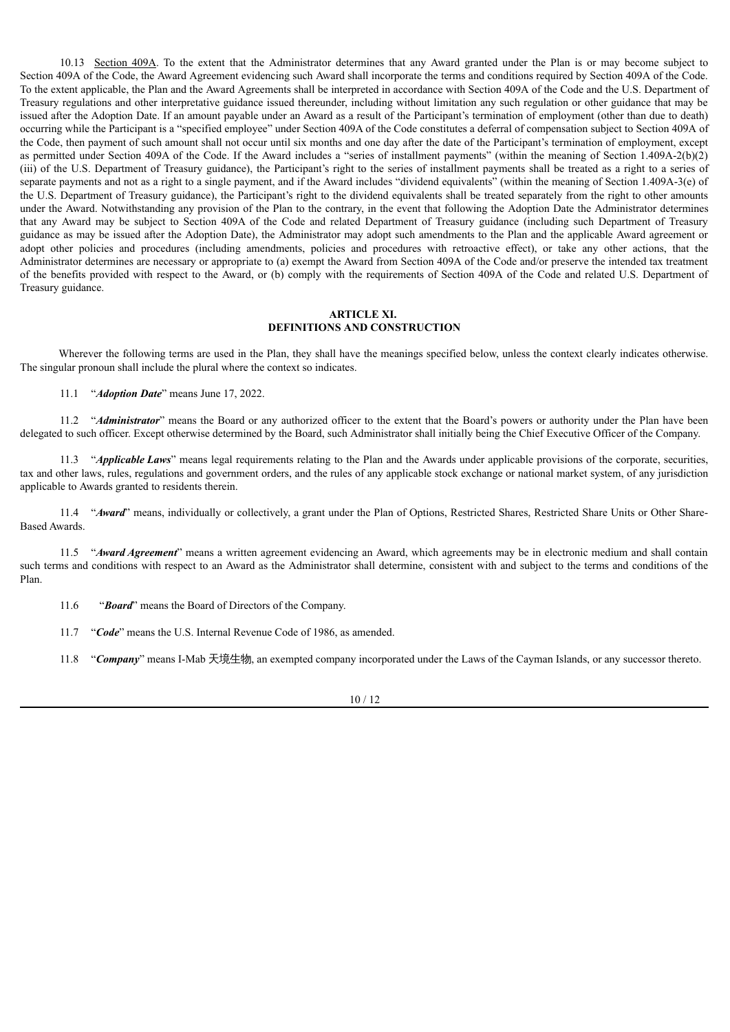10.13 Section 409A. To the extent that the Administrator determines that any Award granted under the Plan is or may become subject to Section 409A of the Code, the Award Agreement evidencing such Award shall incorporate the terms and conditions required by Section 409A of the Code. To the extent applicable, the Plan and the Award Agreements shall be interpreted in accordance with Section 409A of the Code and the U.S. Department of Treasury regulations and other interpretative guidance issued thereunder, including without limitation any such regulation or other guidance that may be issued after the Adoption Date. If an amount payable under an Award as a result of the Participant's termination of employment (other than due to death) occurring while the Participant is a "specified employee" under Section 409A of the Code constitutes a deferral of compensation subject to Section 409A of the Code, then payment of such amount shall not occur until six months and one day after the date of the Participant's termination of employment, except as permitted under Section 409A of the Code. If the Award includes a "series of installment payments" (within the meaning of Section 1.409A-2(b)(2)(iii) of the U.S. Department of Treasury guidance), the Participant's right to the series of installment payments shall be treated as a right to a series of separate payments and not as a right to a single payment, and if the Award includes "dividend equivalents" (within the meaning of Section 1.409A-3(e) of the U.S. Department of Treasury guidance), the Participant's right to the dividend equivalents shall be treated separately from the right to other amounts under the Award. Notwithstanding any provision of the Plan to the contrary, in the event that following the Adoption Date the Administrator determines that any Award may be subject to Section 409A of the Code and related Department of Treasury guidance (including such Department of Treasury guidance as may be issued after the Adoption Date), the Administrator may adopt such amendments to the Plan and the applicable Award agreement or adopt other policies and procedures (including amendments, policies and procedures with retroactive effect), or take any other actions, that the Administrator determines are necessary or appropriate to (a) exempt the Award from Section 409A of the Code and/or preserve the intended tax treatment of the benefits provided with respect to the Award, or (b) comply with the requirements of Section 409A of the Code and related U.S. Department of Treasury guidance.

## ARTICLE XI.
## DEFINITIONS AND CONSTRUCTION

Wherever the following terms are used in the Plan, they shall have the meanings specified below, unless the context clearly indicates otherwise. The singular pronoun shall include the plural where the context so indicates.

11.1 "***Adoption Date***" means June 17, 2022.

11.2 "***Administrator***" means the Board or any authorized officer to the extent that the Board's powers or authority under the Plan have been delegated to such officer. Except otherwise determined by the Board, such Administrator shall initially being the Chief Executive Officer of the Company.

11.3 "***Applicable Laws***" means legal requirements relating to the Plan and the Awards under applicable provisions of the corporate, securities, tax and other laws, rules, regulations and government orders, and the rules of any applicable stock exchange or national market system, of any jurisdiction applicable to Awards granted to residents therein.

11.4 "***Award***" means, individually or collectively, a grant under the Plan of Options, Restricted Shares, Restricted Share Units or Other Share-Based Awards.

11.5 "***Award Agreement***" means a written agreement evidencing an Award, which agreements may be in electronic medium and shall contain such terms and conditions with respect to an Award as the Administrator shall determine, consistent with and subject to the terms and conditions of the Plan.

11.6 "***Board***" means the Board of Directors of the Company.

11.7 "***Code***" means the U.S. Internal Revenue Code of 1986, as amended.

11.8 "***Company***" means I-Mab 天境生物, an exempted company incorporated under the Laws of the Cayman Islands, or any successor thereto.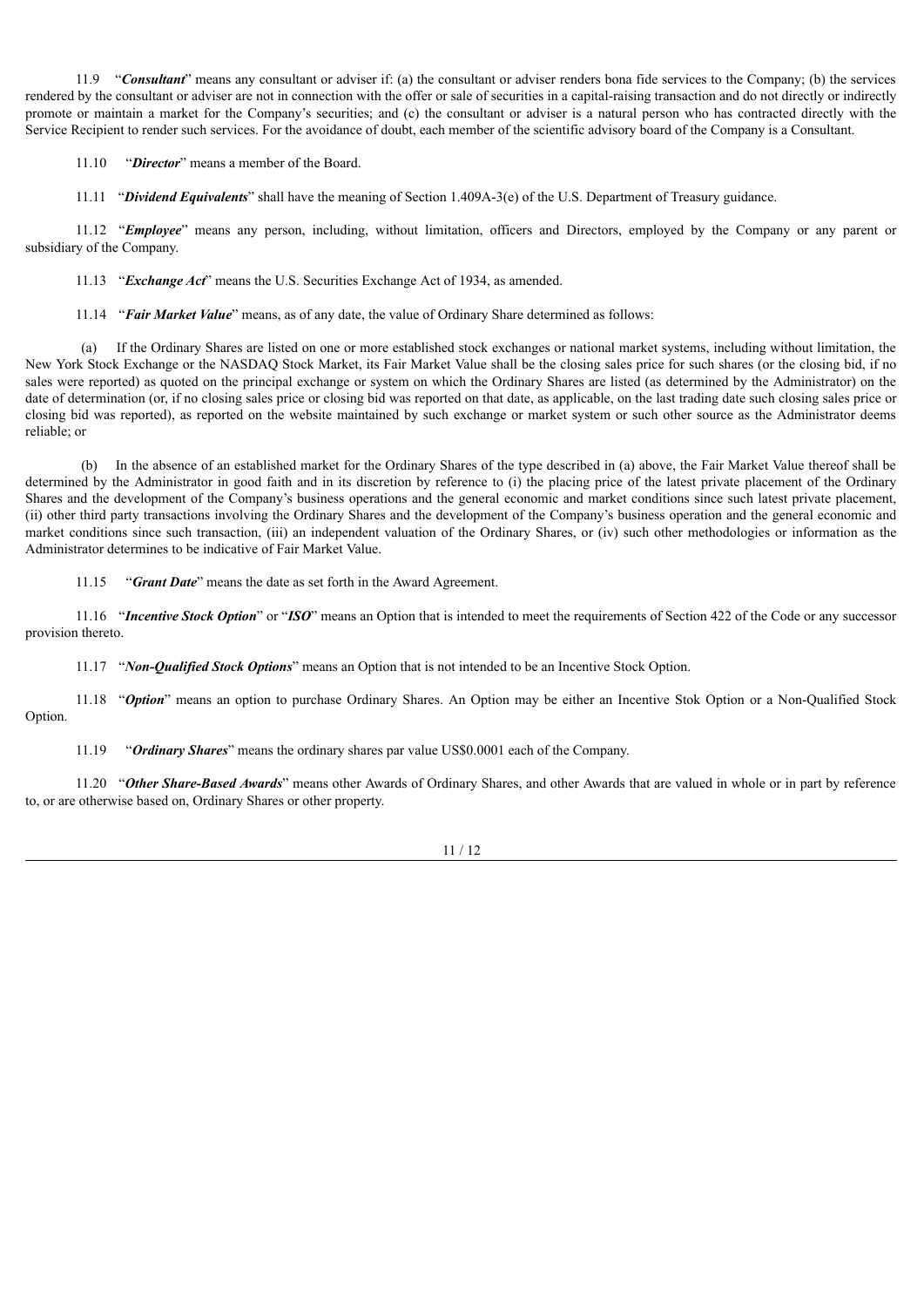11.9 "***Consultant***" means any consultant or adviser if: (a) the consultant or adviser renders bona fide services to the Company; (b) the services rendered by the consultant or adviser are not in connection with the offer or sale of securities in a capital-raising transaction and do not directly or indirectly promote or maintain a market for the Company's securities; and (c) the consultant or adviser is a natural person who has contracted directly with the Service Recipient to render such services. For the avoidance of doubt, each member of the scientific advisory board of the Company is a Consultant.

11.10 "***Director***" means a member of the Board.

11.11 "***Dividend Equivalents***" shall have the meaning of Section 1.409A-3(e) of the U.S. Department of Treasury guidance.

11.12 "***Employee***" means any person, including, without limitation, officers and Directors, employed by the Company or any parent or subsidiary of the Company.

11.13 "***Exchange Act***" means the U.S. Securities Exchange Act of 1934, as amended.

11.14 "***Fair Market Value***" means, as of any date, the value of Ordinary Share determined as follows:

(a) If the Ordinary Shares are listed on one or more established stock exchanges or national market systems, including without limitation, the New York Stock Exchange or the NASDAQ Stock Market, its Fair Market Value shall be the closing sales price for such shares (or the closing bid, if no sales were reported) as quoted on the principal exchange or system on which the Ordinary Shares are listed (as determined by the Administrator) on the date of determination (or, if no closing sales price or closing bid was reported on that date, as applicable, on the last trading date such closing sales price or closing bid was reported), as reported on the website maintained by such exchange or market system or such other source as the Administrator deems reliable; or

(b) In the absence of an established market for the Ordinary Shares of the type described in (a) above, the Fair Market Value thereof shall be determined by the Administrator in good faith and in its discretion by reference to (i) the placing price of the latest private placement of the Ordinary Shares and the development of the Company's business operations and the general economic and market conditions since such latest private placement, (ii) other third party transactions involving the Ordinary Shares and the development of the Company's business operation and the general economic and market conditions since such transaction, (iii) an independent valuation of the Ordinary Shares, or (iv) such other methodologies or information as the Administrator determines to be indicative of Fair Market Value.

11.15 "***Grant Date***" means the date as set forth in the Award Agreement.

11.16 "***Incentive Stock Option***" or "***ISO***" means an Option that is intended to meet the requirements of Section 422 of the Code or any successor provision thereto.

11.17 "***Non-Qualified Stock Options***" means an Option that is not intended to be an Incentive Stock Option.

11.18 "***Option***" means an option to purchase Ordinary Shares. An Option may be either an Incentive Stok Option or a Non-Qualified Stock Option.

11.19 "***Ordinary Shares***" means the ordinary shares par value US$0.0001 each of the Company.

11.20 "***Other Share-Based Awards***" means other Awards of Ordinary Shares, and other Awards that are valued in whole or in part by reference to, or are otherwise based on, Ordinary Shares or other property.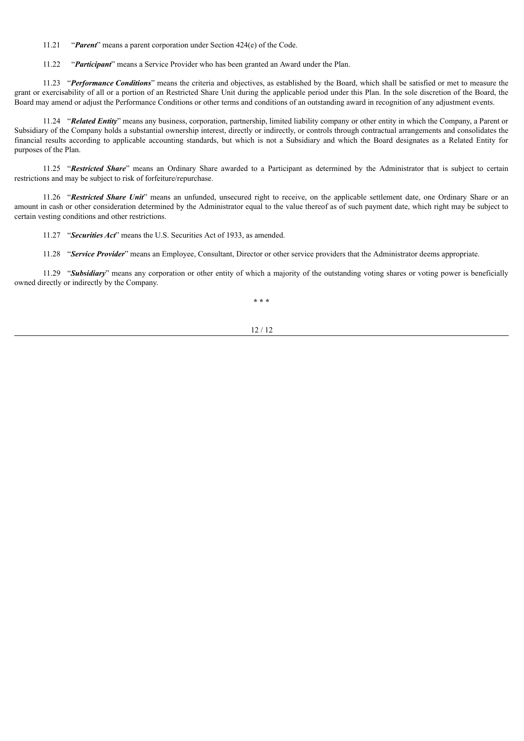11.21 "***Parent***" means a parent corporation under Section 424(e) of the Code.

11.22 "***Participant***" means a Service Provider who has been granted an Award under the Plan.

11.23 "***Performance Conditions***" means the criteria and objectives, as established by the Board, which shall be satisfied or met to measure the grant or exercisability of all or a portion of an Restricted Share Unit during the applicable period under this Plan. In the sole discretion of the Board, the Board may amend or adjust the Performance Conditions or other terms and conditions of an outstanding award in recognition of any adjustment events.

11.24 "***Related Entity***" means any business, corporation, partnership, limited liability company or other entity in which the Company, a Parent or Subsidiary of the Company holds a substantial ownership interest, directly or indirectly, or controls through contractual arrangements and consolidates the financial results according to applicable accounting standards, but which is not a Subsidiary and which the Board designates as a Related Entity for purposes of the Plan.

11.25 "***Restricted Share***" means an Ordinary Share awarded to a Participant as determined by the Administrator that is subject to certain restrictions and may be subject to risk of forfeiture/repurchase.

11.26 "***Restricted Share Unit***" means an unfunded, unsecured right to receive, on the applicable settlement date, one Ordinary Share or an amount in cash or other consideration determined by the Administrator equal to the value thereof as of such payment date, which right may be subject to certain vesting conditions and other restrictions.

11.27 "***Securities Act***" means the U.S. Securities Act of 1933, as amended.

11.28 "***Service Provider***" means an Employee, Consultant, Director or other service providers that the Administrator deems appropriate.

11.29 "***Subsidiary***" means any corporation or other entity of which a majority of the outstanding voting shares or voting power is beneficially owned directly or indirectly by the Company.

\* \* \*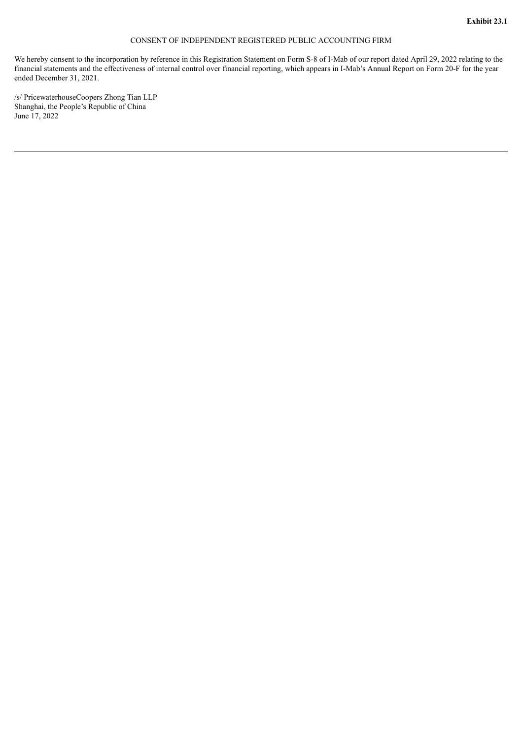**Exhibit 23.1**

CONSENT OF INDEPENDENT REGISTERED PUBLIC ACCOUNTING FIRM

We hereby consent to the incorporation by reference in this Registration Statement on Form S-8 of I-Mab of our report dated April 29, 2022 relating to the financial statements and the effectiveness of internal control over financial reporting, which appears in I-Mab's Annual Report on Form 20-F for the year ended December 31, 2021.

/s/ PricewaterhouseCoopers Zhong Tian LLP
Shanghai, the People's Republic of China
June 17, 2022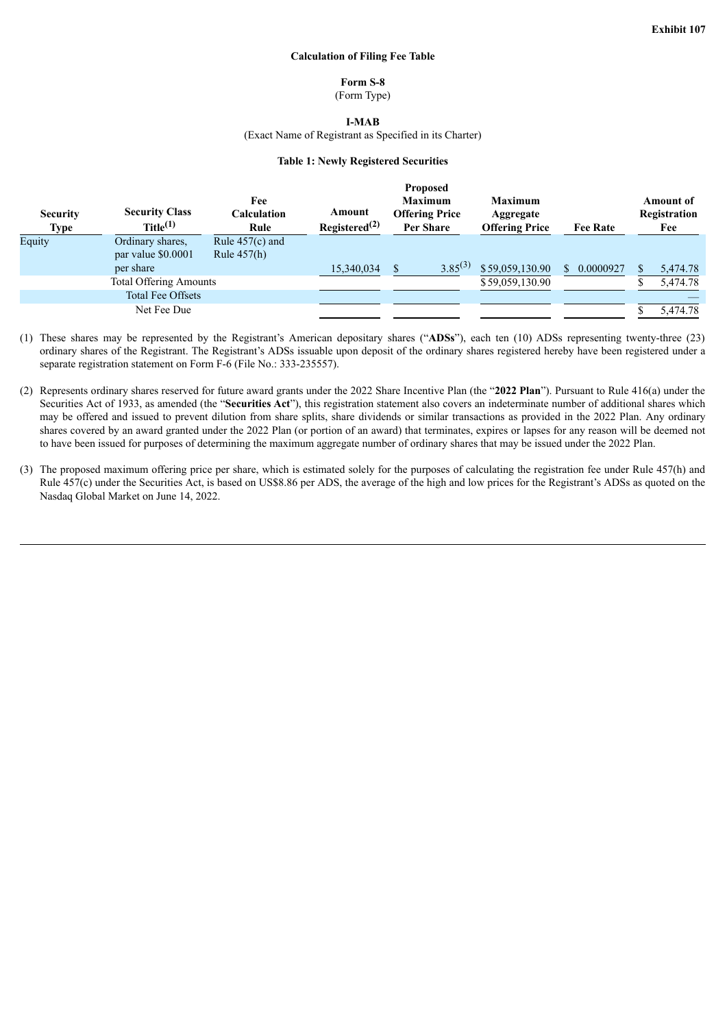**Exhibit 107**

**Calculation of Filing Fee Table**

**Form S-8**
(Form Type)

**I-MAB**
(Exact Name of Registrant as Specified in its Charter)

**Table 1: Newly Registered Securities**

| Security Type | Security Class Title[(1)] | Fee Calculation Rule | Amount Registered[(2)] | Proposed Maximum Offering Price Per Share | Maximum Aggregate Offering Price | Fee Rate | Amount of Registration Fee |
|---|---|---|---|---|---|---|---|
| Equity | Ordinary shares, par value $0.0001 per share | Rule 457(c) and Rule 457(h) | 15,340,034 | $ 3.85[(3)] | $ 59,059,130.90 | $ 0.0000927 | $ 5,474.78 |
| | Total Offering Amounts | | | | $ 59,059,130.90 | | $ 5,474.78 |
| | Total Fee Offsets | | | | | | — |
| | Net Fee Due | | | | | | $ 5,474.78 |

(1) These shares may be represented by the Registrant's American depositary shares ("**ADSs**"), each ten (10) ADSs representing twenty-three (23) ordinary shares of the Registrant. The Registrant's ADSs issuable upon deposit of the ordinary shares registered hereby have been registered under a separate registration statement on Form F-6 (File No.: 333-235557).

(2) Represents ordinary shares reserved for future award grants under the 2022 Share Incentive Plan (the "**2022 Plan**"). Pursuant to Rule 416(a) under the Securities Act of 1933, as amended (the "**Securities Act**"), this registration statement also covers an indeterminate number of additional shares which may be offered and issued to prevent dilution from share splits, share dividends or similar transactions as provided in the 2022 Plan. Any ordinary shares covered by an award granted under the 2022 Plan (or portion of an award) that terminates, expires or lapses for any reason will be deemed not to have been issued for purposes of determining the maximum aggregate number of ordinary shares that may be issued under the 2022 Plan.

(3) The proposed maximum offering price per share, which is estimated solely for the purposes of calculating the registration fee under Rule 457(h) and Rule 457(c) under the Securities Act, is based on US$8.86 per ADS, the average of the high and low prices for the Registrant's ADSs as quoted on the Nasdaq Global Market on June 14, 2022.